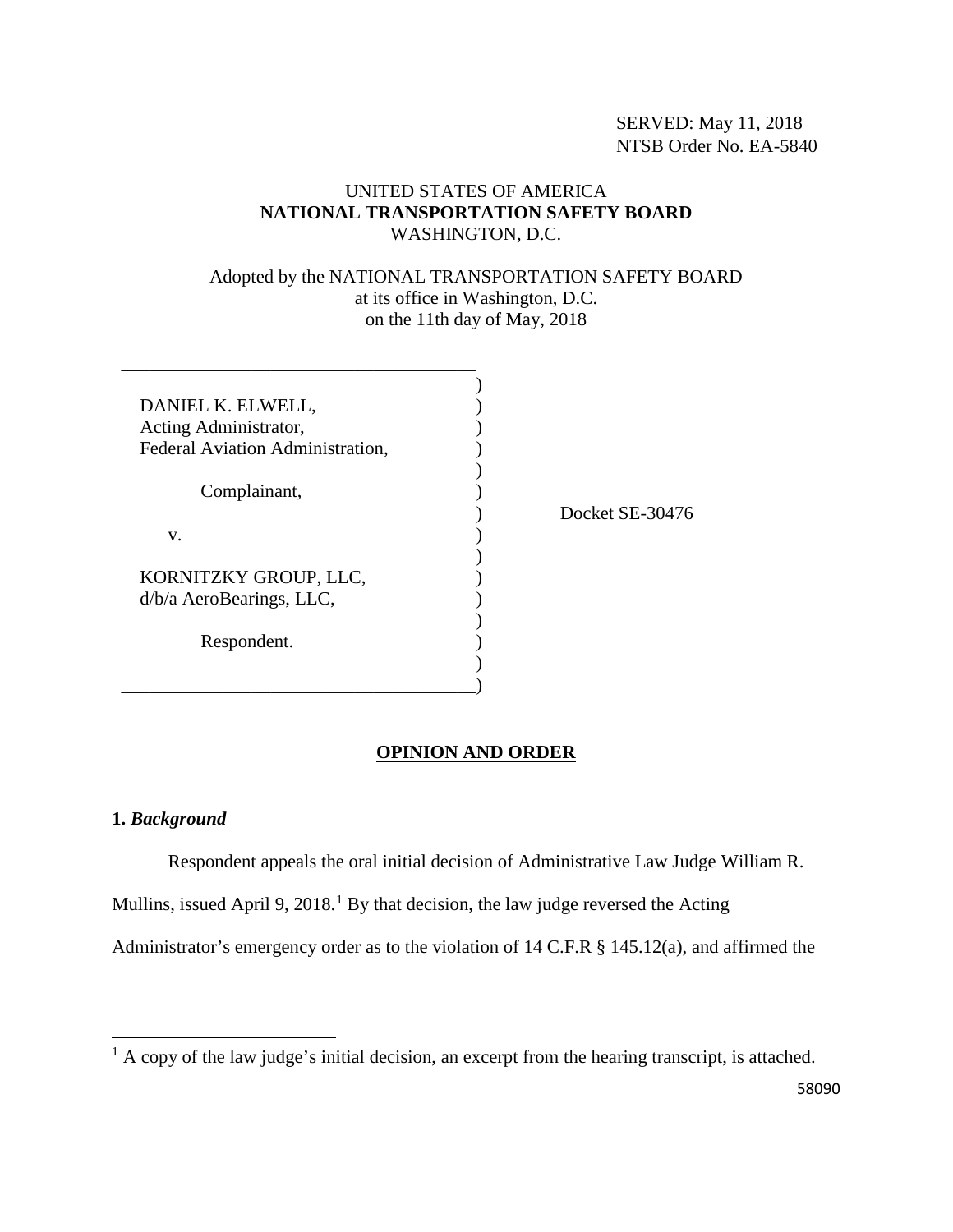SERVED: May 11, 2018
NTSB Order No. EA-5840

UNITED STATES OF AMERICA
**NATIONAL TRANSPORTATION SAFETY BOARD**
WASHINGTON, D.C.

Adopted by the NATIONAL TRANSPORTATION SAFETY BOARD
at its office in Washington, D.C.
on the 11th day of May, 2018

DANIEL K. ELWELL,
Acting Administrator,
Federal Aviation Administration,

Complainant,

v.

KORNITZKY GROUP, LLC,
d/b/a AeroBearings, LLC,

Respondent.

Docket SE-30476

## OPINION AND ORDER

### 1. *Background*

Respondent appeals the oral initial decision of Administrative Law Judge William R. Mullins, issued April 9, 2018.[1] By that decision, the law judge reversed the Acting Administrator's emergency order as to the violation of 14 C.F.R § 145.12(a), and affirmed the

[1] A copy of the law judge's initial decision, an excerpt from the hearing transcript, is attached.

58090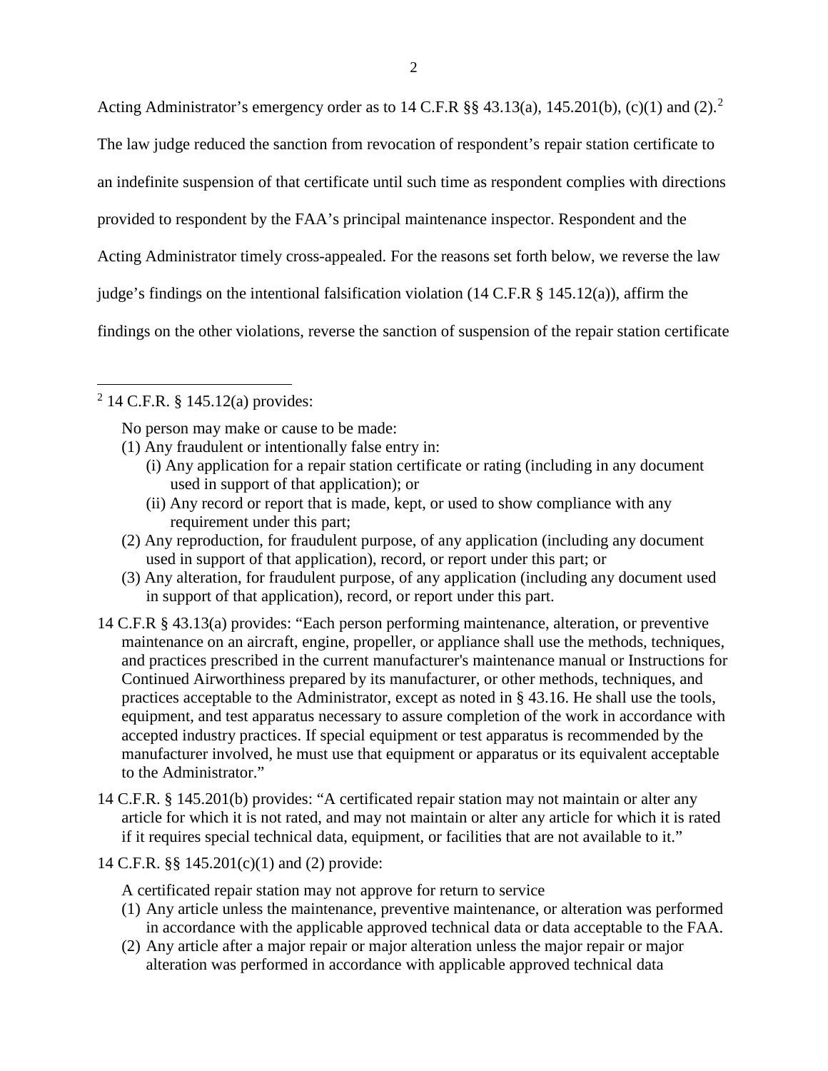Acting Administrator's emergency order as to 14 C.F.R §§ 43.13(a), 145.201(b), (c)(1) and (2).[2] The law judge reduced the sanction from revocation of respondent's repair station certificate to an indefinite suspension of that certificate until such time as respondent complies with directions provided to respondent by the FAA's principal maintenance inspector. Respondent and the Acting Administrator timely cross-appealed. For the reasons set forth below, we reverse the law judge's findings on the intentional falsification violation (14 C.F.R § 145.12(a)), affirm the findings on the other violations, reverse the sanction of suspension of the repair station certificate

---

[2] 14 C.F.R. § 145.12(a) provides:

No person may make or cause to be made:

(1) Any fraudulent or intentionally false entry in:
   (i) Any application for a repair station certificate or rating (including in any document used in support of that application); or
   (ii) Any record or report that is made, kept, or used to show compliance with any requirement under this part;
(2) Any reproduction, for fraudulent purpose, of any application (including any document used in support of that application), record, or report under this part; or
(3) Any alteration, for fraudulent purpose, of any application (including any document used in support of that application), record, or report under this part.

14 C.F.R § 43.13(a) provides: "Each person performing maintenance, alteration, or preventive maintenance on an aircraft, engine, propeller, or appliance shall use the methods, techniques, and practices prescribed in the current manufacturer's maintenance manual or Instructions for Continued Airworthiness prepared by its manufacturer, or other methods, techniques, and practices acceptable to the Administrator, except as noted in § 43.16. He shall use the tools, equipment, and test apparatus necessary to assure completion of the work in accordance with accepted industry practices. If special equipment or test apparatus is recommended by the manufacturer involved, he must use that equipment or apparatus or its equivalent acceptable to the Administrator."

14 C.F.R. § 145.201(b) provides: "A certificated repair station may not maintain or alter any article for which it is not rated, and may not maintain or alter any article for which it is rated if it requires special technical data, equipment, or facilities that are not available to it."

14 C.F.R. §§ 145.201(c)(1) and (2) provide:

A certificated repair station may not approve for return to service

(1) Any article unless the maintenance, preventive maintenance, or alteration was performed in accordance with the applicable approved technical data or data acceptable to the FAA.
(2) Any article after a major repair or major alteration unless the major repair or major alteration was performed in accordance with applicable approved technical data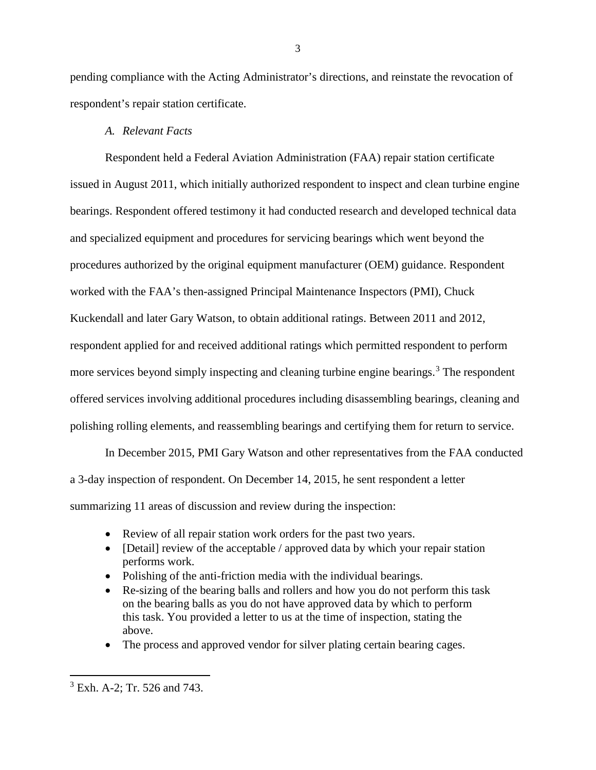pending compliance with the Acting Administrator's directions, and reinstate the revocation of respondent's repair station certificate.

*A. Relevant Facts*

Respondent held a Federal Aviation Administration (FAA) repair station certificate issued in August 2011, which initially authorized respondent to inspect and clean turbine engine bearings. Respondent offered testimony it had conducted research and developed technical data and specialized equipment and procedures for servicing bearings which went beyond the procedures authorized by the original equipment manufacturer (OEM) guidance. Respondent worked with the FAA's then-assigned Principal Maintenance Inspectors (PMI), Chuck Kuckendall and later Gary Watson, to obtain additional ratings. Between 2011 and 2012, respondent applied for and received additional ratings which permitted respondent to perform more services beyond simply inspecting and cleaning turbine engine bearings.[3] The respondent offered services involving additional procedures including disassembling bearings, cleaning and polishing rolling elements, and reassembling bearings and certifying them for return to service.

In December 2015, PMI Gary Watson and other representatives from the FAA conducted a 3-day inspection of respondent. On December 14, 2015, he sent respondent a letter summarizing 11 areas of discussion and review during the inspection:

- Review of all repair station work orders for the past two years.
- [Detail] review of the acceptable / approved data by which your repair station performs work.
- Polishing of the anti-friction media with the individual bearings.
- Re-sizing of the bearing balls and rollers and how you do not perform this task on the bearing balls as you do not have approved data by which to perform this task. You provided a letter to us at the time of inspection, stating the above.
- The process and approved vendor for silver plating certain bearing cages.

[3] Exh. A-2; Tr. 526 and 743.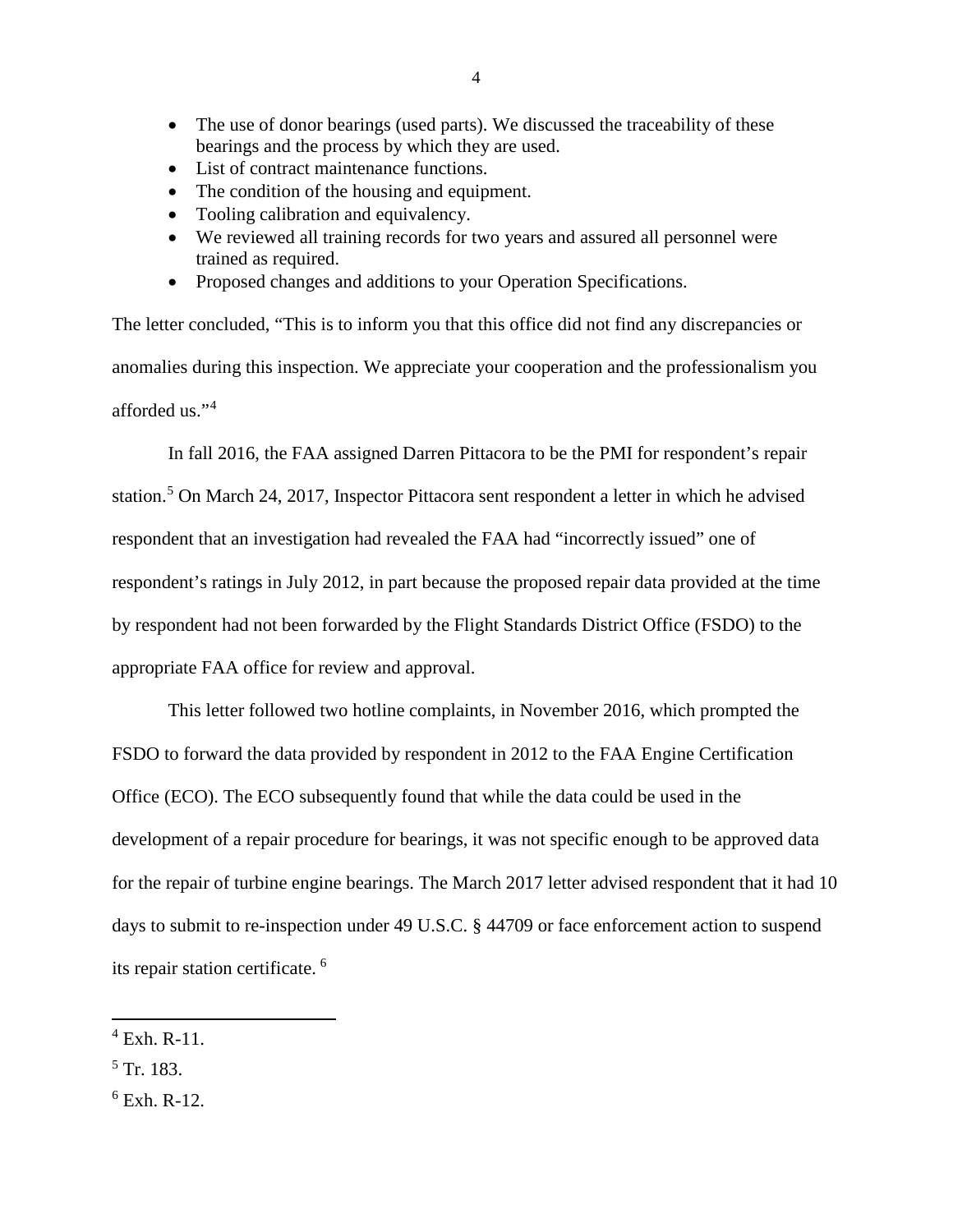- The use of donor bearings (used parts). We discussed the traceability of these bearings and the process by which they are used.
- List of contract maintenance functions.
- The condition of the housing and equipment.
- Tooling calibration and equivalency.
- We reviewed all training records for two years and assured all personnel were trained as required.
- Proposed changes and additions to your Operation Specifications.

The letter concluded, "This is to inform you that this office did not find any discrepancies or anomalies during this inspection. We appreciate your cooperation and the professionalism you afforded us."[4]

In fall 2016, the FAA assigned Darren Pittacora to be the PMI for respondent's repair station.[5] On March 24, 2017, Inspector Pittacora sent respondent a letter in which he advised respondent that an investigation had revealed the FAA had "incorrectly issued" one of respondent's ratings in July 2012, in part because the proposed repair data provided at the time by respondent had not been forwarded by the Flight Standards District Office (FSDO) to the appropriate FAA office for review and approval.

This letter followed two hotline complaints, in November 2016, which prompted the FSDO to forward the data provided by respondent in 2012 to the FAA Engine Certification Office (ECO). The ECO subsequently found that while the data could be used in the development of a repair procedure for bearings, it was not specific enough to be approved data for the repair of turbine engine bearings. The March 2017 letter advised respondent that it had 10 days to submit to re-inspection under 49 U.S.C. § 44709 or face enforcement action to suspend its repair station certificate.[6]

---

[4] Exh. R-11.

[5] Tr. 183.

[6] Exh. R-12.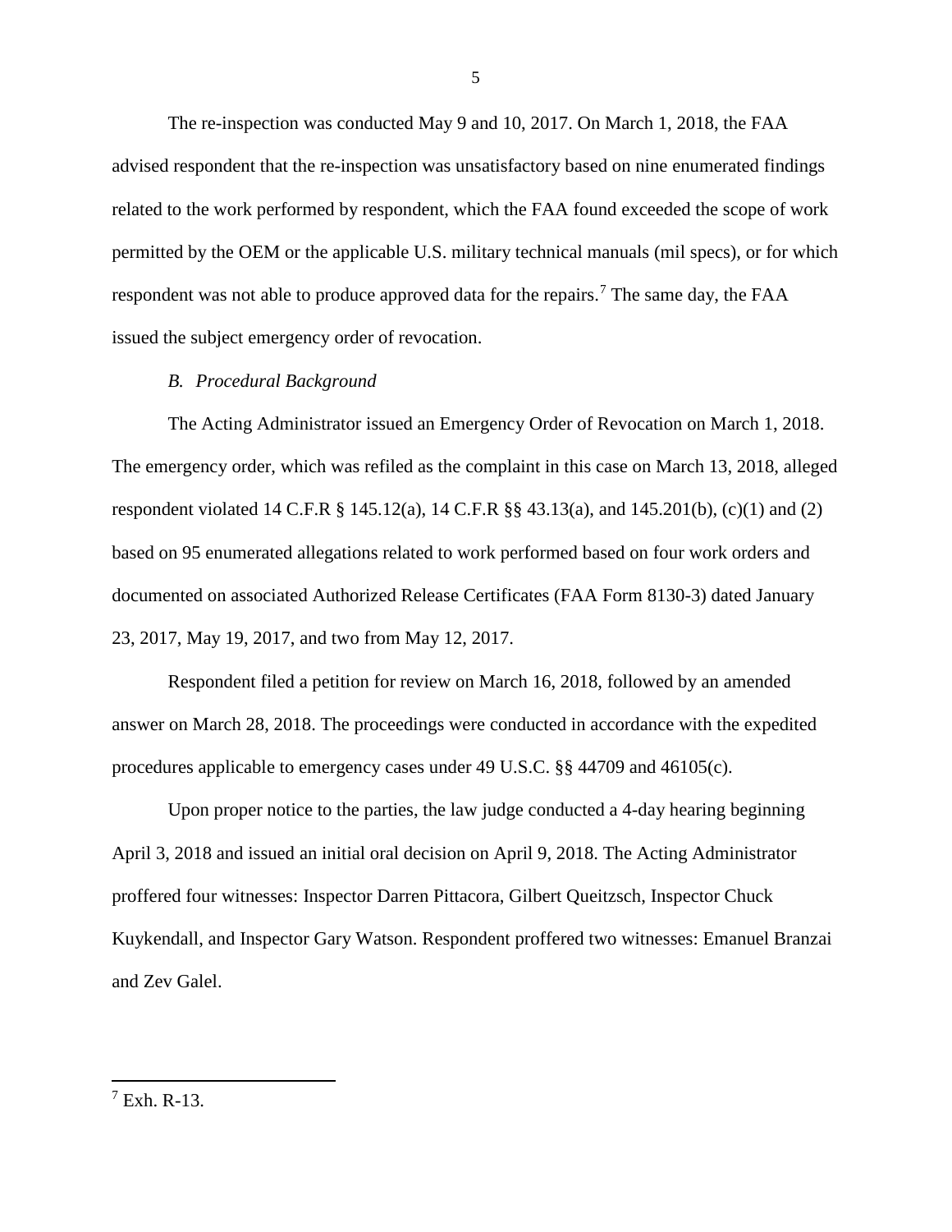The re-inspection was conducted May 9 and 10, 2017. On March 1, 2018, the FAA advised respondent that the re-inspection was unsatisfactory based on nine enumerated findings related to the work performed by respondent, which the FAA found exceeded the scope of work permitted by the OEM or the applicable U.S. military technical manuals (mil specs), or for which respondent was not able to produce approved data for the repairs.[7] The same day, the FAA issued the subject emergency order of revocation.

### *B. Procedural Background*

The Acting Administrator issued an Emergency Order of Revocation on March 1, 2018. The emergency order, which was refiled as the complaint in this case on March 13, 2018, alleged respondent violated 14 C.F.R § 145.12(a), 14 C.F.R §§ 43.13(a), and 145.201(b), (c)(1) and (2) based on 95 enumerated allegations related to work performed based on four work orders and documented on associated Authorized Release Certificates (FAA Form 8130-3) dated January 23, 2017, May 19, 2017, and two from May 12, 2017.

Respondent filed a petition for review on March 16, 2018, followed by an amended answer on March 28, 2018. The proceedings were conducted in accordance with the expedited procedures applicable to emergency cases under 49 U.S.C. §§ 44709 and 46105(c).

Upon proper notice to the parties, the law judge conducted a 4-day hearing beginning April 3, 2018 and issued an initial oral decision on April 9, 2018. The Acting Administrator proffered four witnesses: Inspector Darren Pittacora, Gilbert Queitzsch, Inspector Chuck Kuykendall, and Inspector Gary Watson. Respondent proffered two witnesses: Emanuel Branzai and Zev Galel.

[7] Exh. R-13.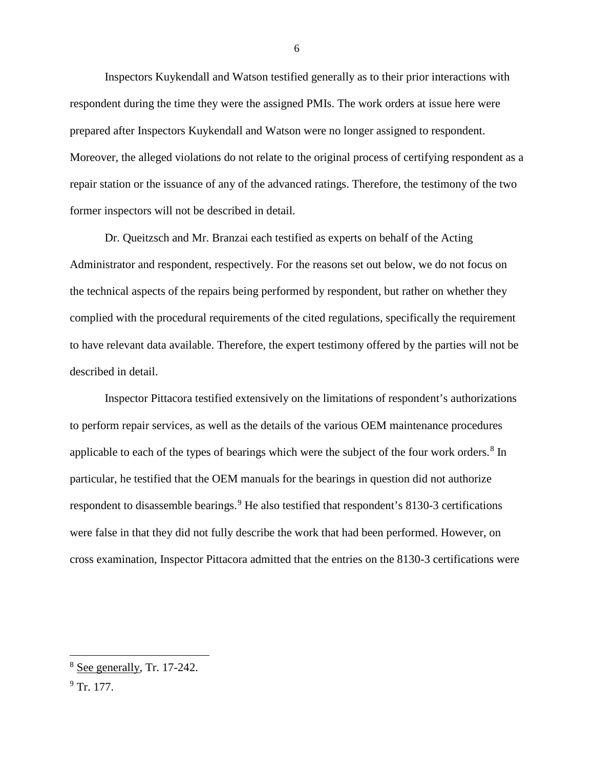Inspectors Kuykendall and Watson testified generally as to their prior interactions with respondent during the time they were the assigned PMIs. The work orders at issue here were prepared after Inspectors Kuykendall and Watson were no longer assigned to respondent. Moreover, the alleged violations do not relate to the original process of certifying respondent as a repair station or the issuance of any of the advanced ratings. Therefore, the testimony of the two former inspectors will not be described in detail.

Dr. Queitzsch and Mr. Branzai each testified as experts on behalf of the Acting Administrator and respondent, respectively. For the reasons set out below, we do not focus on the technical aspects of the repairs being performed by respondent, but rather on whether they complied with the procedural requirements of the cited regulations, specifically the requirement to have relevant data available. Therefore, the expert testimony offered by the parties will not be described in detail.

Inspector Pittacora testified extensively on the limitations of respondent's authorizations to perform repair services, as well as the details of the various OEM maintenance procedures applicable to each of the types of bearings which were the subject of the four work orders.[8] In particular, he testified that the OEM manuals for the bearings in question did not authorize respondent to disassemble bearings.[9] He also testified that respondent's 8130-3 certifications were false in that they did not fully describe the work that had been performed. However, on cross examination, Inspector Pittacora admitted that the entries on the 8130-3 certifications were

---

[8] See generally, Tr. 17-242.

[9] Tr. 177.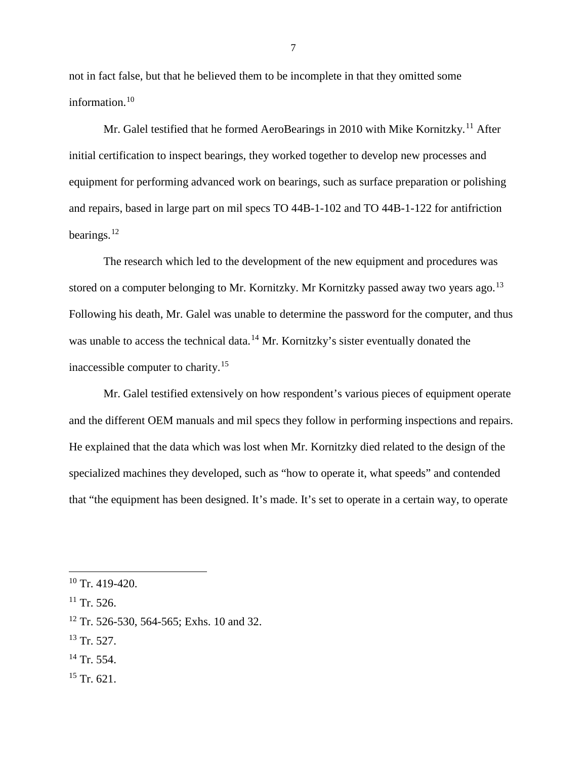not in fact false, but that he believed them to be incomplete in that they omitted some information.[10]

Mr. Galel testified that he formed AeroBearings in 2010 with Mike Kornitzky.[11] After initial certification to inspect bearings, they worked together to develop new processes and equipment for performing advanced work on bearings, such as surface preparation or polishing and repairs, based in large part on mil specs TO 44B-1-102 and TO 44B-1-122 for antifriction bearings.[12]

The research which led to the development of the new equipment and procedures was stored on a computer belonging to Mr. Kornitzky. Mr Kornitzky passed away two years ago.[13] Following his death, Mr. Galel was unable to determine the password for the computer, and thus was unable to access the technical data.[14] Mr. Kornitzky's sister eventually donated the inaccessible computer to charity.[15]

Mr. Galel testified extensively on how respondent's various pieces of equipment operate and the different OEM manuals and mil specs they follow in performing inspections and repairs. He explained that the data which was lost when Mr. Kornitzky died related to the design of the specialized machines they developed, such as "how to operate it, what speeds" and contended that "the equipment has been designed. It's made. It's set to operate in a certain way, to operate

---

[10] Tr. 419-420.

[11] Tr. 526.

[12] Tr. 526-530, 564-565; Exhs. 10 and 32.

[13] Tr. 527.

[14] Tr. 554.

[15] Tr. 621.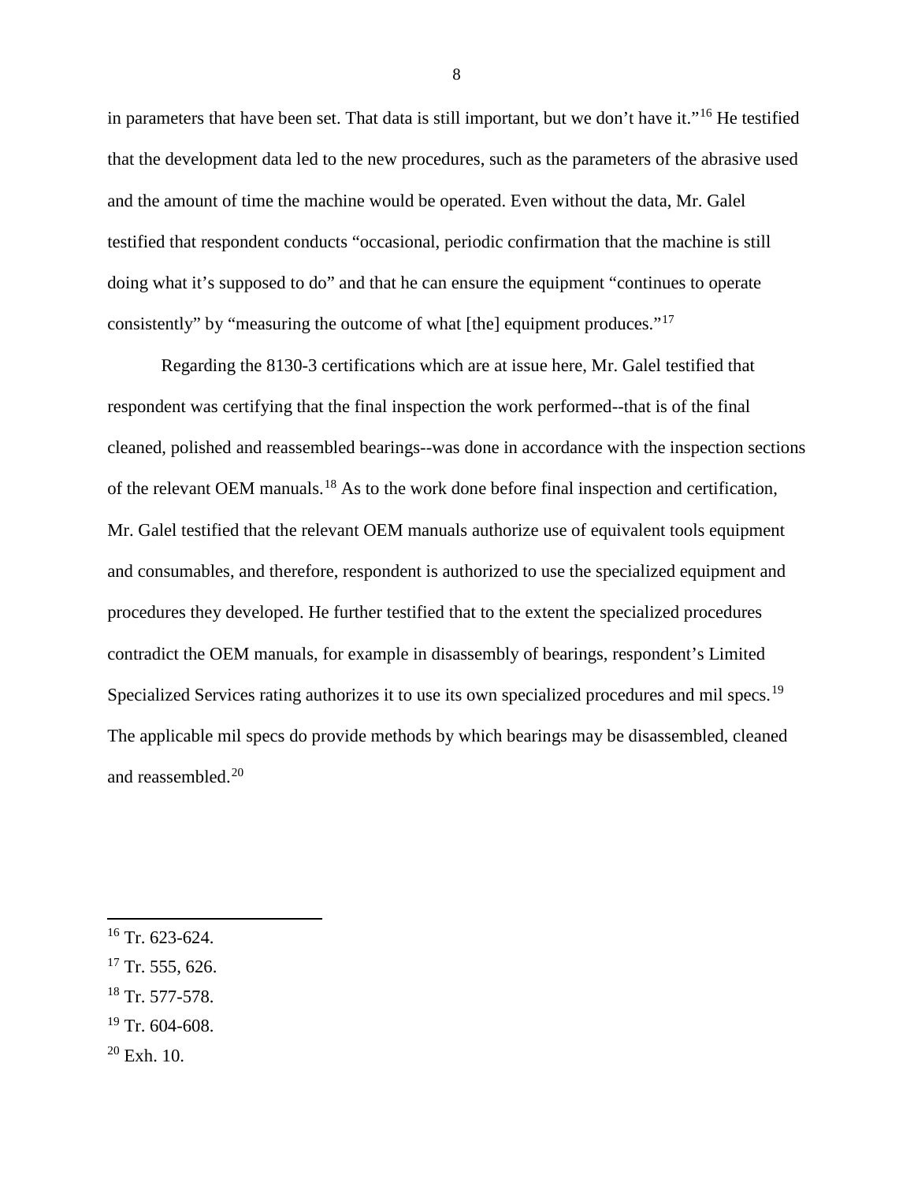in parameters that have been set. That data is still important, but we don't have it."[16] He testified that the development data led to the new procedures, such as the parameters of the abrasive used and the amount of time the machine would be operated. Even without the data, Mr. Galel testified that respondent conducts "occasional, periodic confirmation that the machine is still doing what it's supposed to do" and that he can ensure the equipment "continues to operate consistently" by "measuring the outcome of what [the] equipment produces."[17]

Regarding the 8130-3 certifications which are at issue here, Mr. Galel testified that respondent was certifying that the final inspection the work performed--that is of the final cleaned, polished and reassembled bearings--was done in accordance with the inspection sections of the relevant OEM manuals.[18] As to the work done before final inspection and certification, Mr. Galel testified that the relevant OEM manuals authorize use of equivalent tools equipment and consumables, and therefore, respondent is authorized to use the specialized equipment and procedures they developed. He further testified that to the extent the specialized procedures contradict the OEM manuals, for example in disassembly of bearings, respondent's Limited Specialized Services rating authorizes it to use its own specialized procedures and mil specs.[19] The applicable mil specs do provide methods by which bearings may be disassembled, cleaned and reassembled.[20]

---

[16] Tr. 623-624.

[17] Tr. 555, 626.

[18] Tr. 577-578.

[19] Tr. 604-608.

[20] Exh. 10.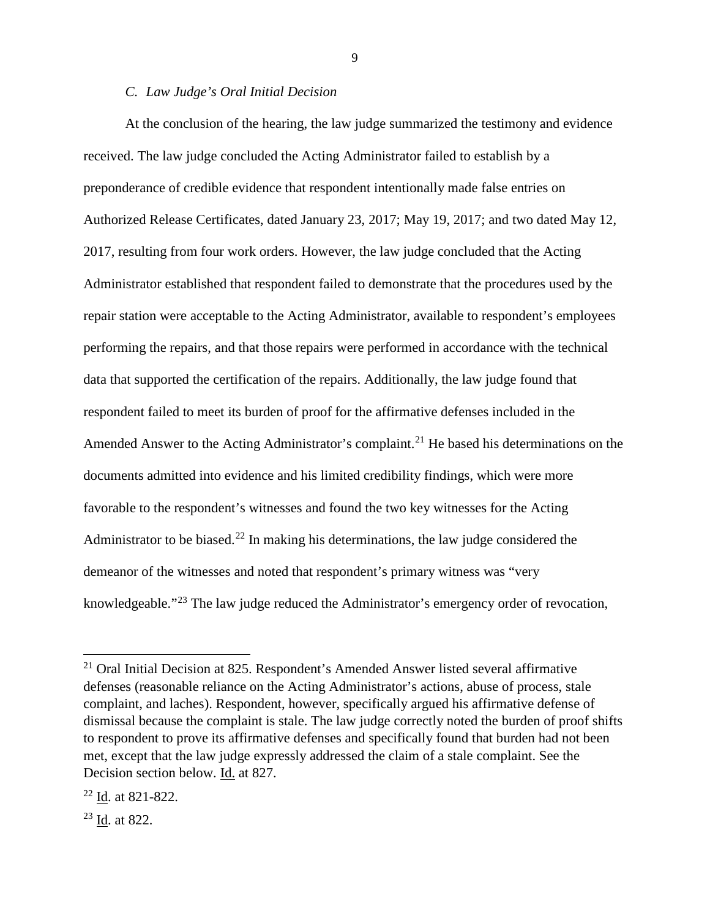### *C. Law Judge's Oral Initial Decision*

At the conclusion of the hearing, the law judge summarized the testimony and evidence received. The law judge concluded the Acting Administrator failed to establish by a preponderance of credible evidence that respondent intentionally made false entries on Authorized Release Certificates, dated January 23, 2017; May 19, 2017; and two dated May 12, 2017, resulting from four work orders. However, the law judge concluded that the Acting Administrator established that respondent failed to demonstrate that the procedures used by the repair station were acceptable to the Acting Administrator, available to respondent's employees performing the repairs, and that those repairs were performed in accordance with the technical data that supported the certification of the repairs. Additionally, the law judge found that respondent failed to meet its burden of proof for the affirmative defenses included in the Amended Answer to the Acting Administrator's complaint.[21] He based his determinations on the documents admitted into evidence and his limited credibility findings, which were more favorable to the respondent's witnesses and found the two key witnesses for the Acting Administrator to be biased.[22] In making his determinations, the law judge considered the demeanor of the witnesses and noted that respondent's primary witness was "very knowledgeable."[23] The law judge reduced the Administrator's emergency order of revocation,

---

[21] Oral Initial Decision at 825. Respondent's Amended Answer listed several affirmative defenses (reasonable reliance on the Acting Administrator's actions, abuse of process, stale complaint, and laches). Respondent, however, specifically argued his affirmative defense of dismissal because the complaint is stale. The law judge correctly noted the burden of proof shifts to respondent to prove its affirmative defenses and specifically found that burden had not been met, except that the law judge expressly addressed the claim of a stale complaint. See the Decision section below. Id. at 827.

[22] Id. at 821-822.

[23] Id. at 822.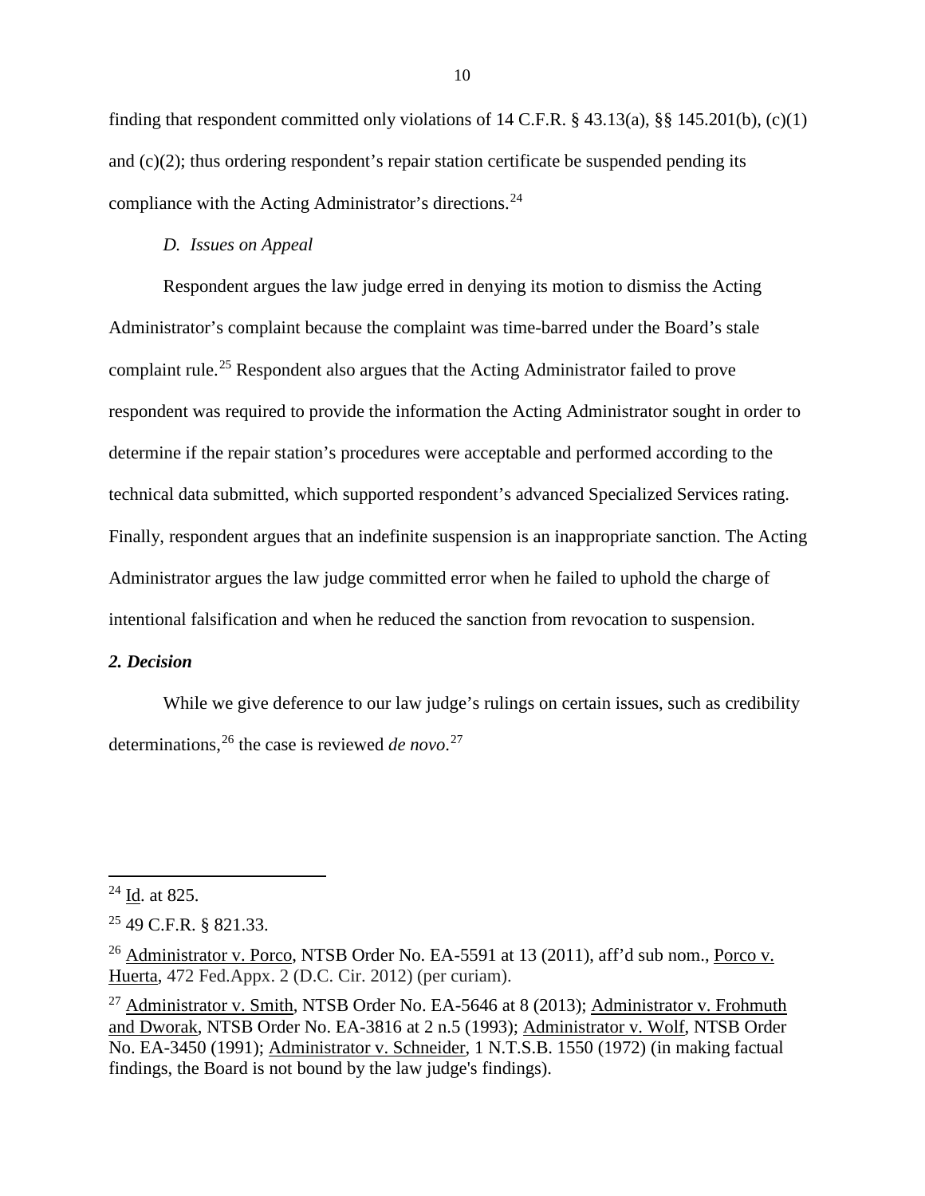finding that respondent committed only violations of 14 C.F.R. § 43.13(a), §§ 145.201(b), (c)(1) and (c)(2); thus ordering respondent's repair station certificate be suspended pending its compliance with the Acting Administrator's directions.[24]

*D. Issues on Appeal*

Respondent argues the law judge erred in denying its motion to dismiss the Acting Administrator's complaint because the complaint was time-barred under the Board's stale complaint rule.[25] Respondent also argues that the Acting Administrator failed to prove respondent was required to provide the information the Acting Administrator sought in order to determine if the repair station's procedures were acceptable and performed according to the technical data submitted, which supported respondent's advanced Specialized Services rating. Finally, respondent argues that an indefinite suspension is an inappropriate sanction. The Acting Administrator argues the law judge committed error when he failed to uphold the charge of intentional falsification and when he reduced the sanction from revocation to suspension.

***2. Decision***

While we give deference to our law judge's rulings on certain issues, such as credibility determinations,[26] the case is reviewed *de novo*.[27]

---

[24] Id. at 825.

[25] 49 C.F.R. § 821.33.

[26] Administrator v. Porco, NTSB Order No. EA-5591 at 13 (2011), aff'd sub nom., Porco v. Huerta, 472 Fed.Appx. 2 (D.C. Cir. 2012) (per curiam).

[27] Administrator v. Smith, NTSB Order No. EA-5646 at 8 (2013); Administrator v. Frohmuth and Dworak, NTSB Order No. EA-3816 at 2 n.5 (1993); Administrator v. Wolf, NTSB Order No. EA-3450 (1991); Administrator v. Schneider, 1 N.T.S.B. 1550 (1972) (in making factual findings, the Board is not bound by the law judge's findings).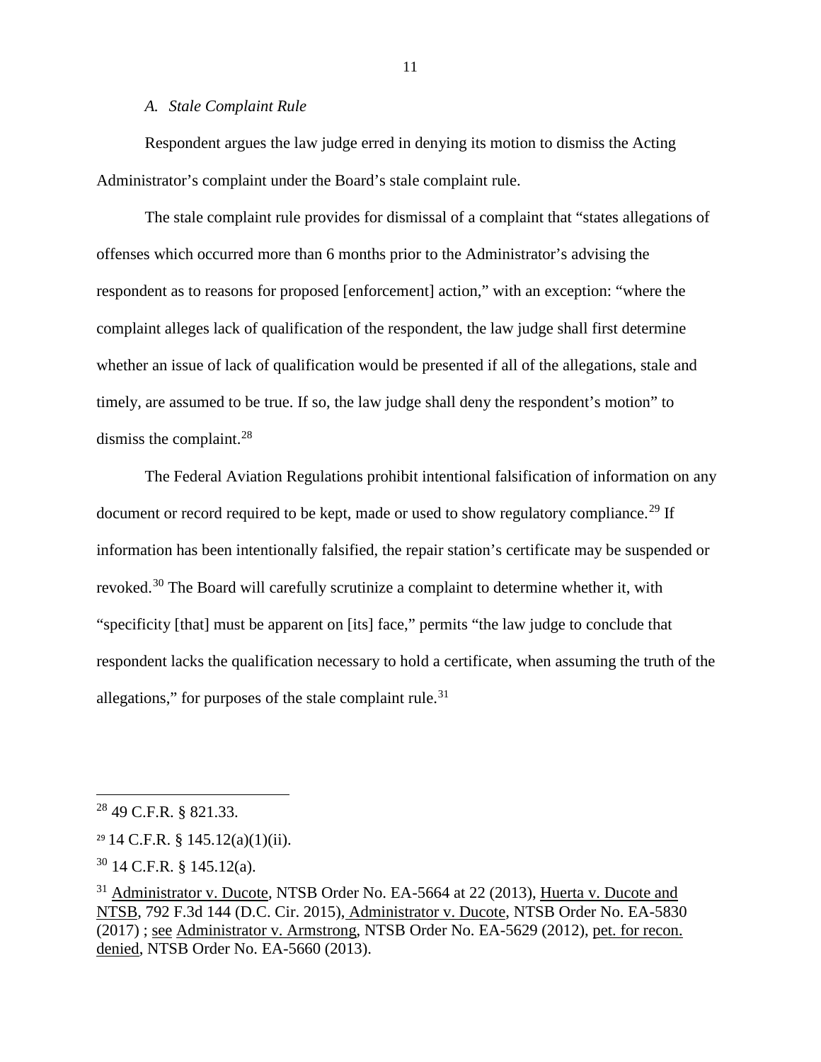*A. Stale Complaint Rule*

Respondent argues the law judge erred in denying its motion to dismiss the Acting Administrator's complaint under the Board's stale complaint rule.

The stale complaint rule provides for dismissal of a complaint that "states allegations of offenses which occurred more than 6 months prior to the Administrator's advising the respondent as to reasons for proposed [enforcement] action," with an exception: "where the complaint alleges lack of qualification of the respondent, the law judge shall first determine whether an issue of lack of qualification would be presented if all of the allegations, stale and timely, are assumed to be true. If so, the law judge shall deny the respondent's motion" to dismiss the complaint.[28]

The Federal Aviation Regulations prohibit intentional falsification of information on any document or record required to be kept, made or used to show regulatory compliance.[29] If information has been intentionally falsified, the repair station's certificate may be suspended or revoked.[30] The Board will carefully scrutinize a complaint to determine whether it, with "specificity [that] must be apparent on [its] face," permits "the law judge to conclude that respondent lacks the qualification necessary to hold a certificate, when assuming the truth of the allegations," for purposes of the stale complaint rule.[31]

---

[28] 49 C.F.R. § 821.33.

[29] 14 C.F.R. § 145.12(a)(1)(ii).

[30] 14 C.F.R. § 145.12(a).

[31] Administrator v. Ducote, NTSB Order No. EA-5664 at 22 (2013), Huerta v. Ducote and NTSB, 792 F.3d 144 (D.C. Cir. 2015), Administrator v. Ducote, NTSB Order No. EA-5830 (2017) ; see Administrator v. Armstrong, NTSB Order No. EA-5629 (2012), pet. for recon. denied, NTSB Order No. EA-5660 (2013).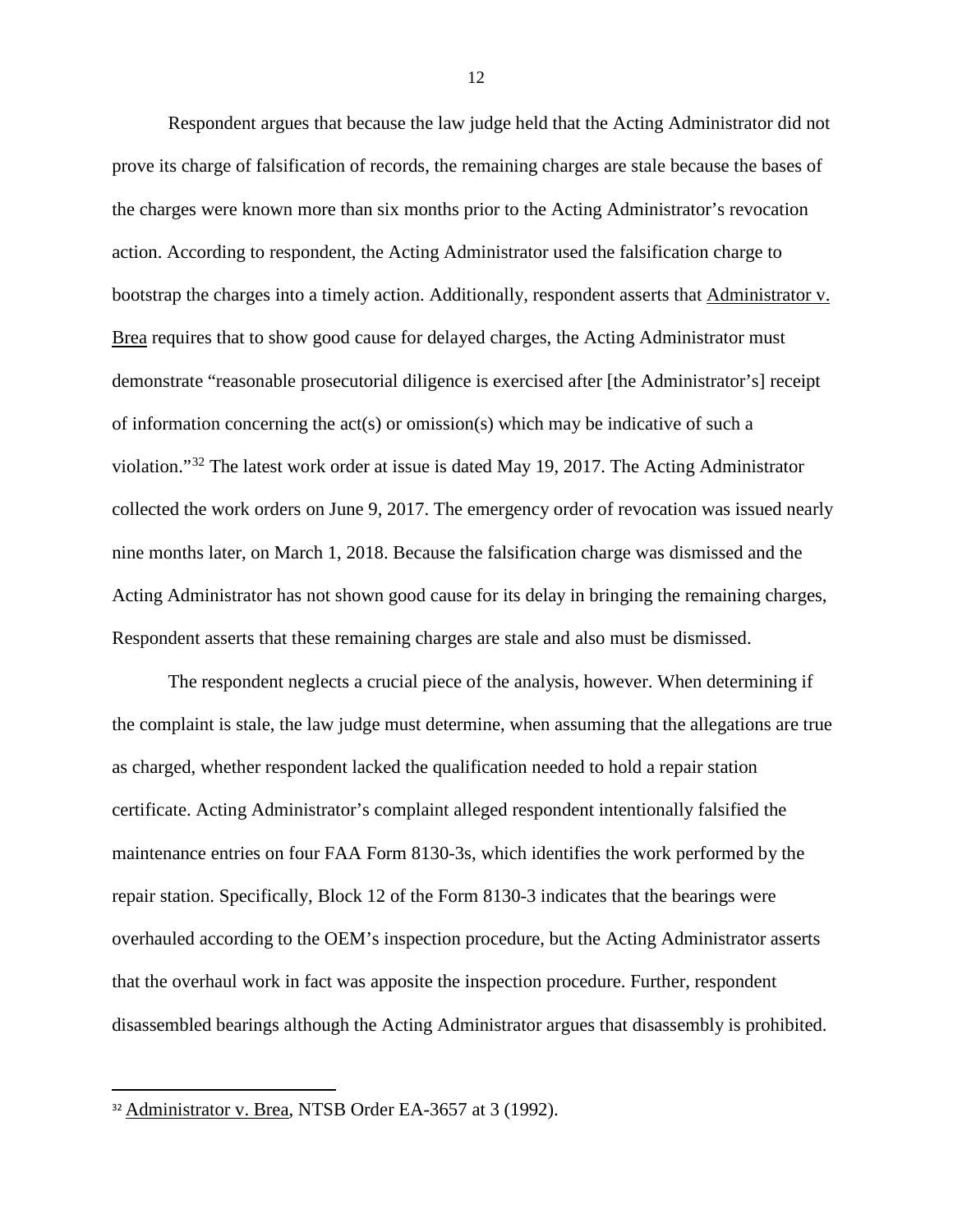Respondent argues that because the law judge held that the Acting Administrator did not prove its charge of falsification of records, the remaining charges are stale because the bases of the charges were known more than six months prior to the Acting Administrator's revocation action. According to respondent, the Acting Administrator used the falsification charge to bootstrap the charges into a timely action. Additionally, respondent asserts that Administrator v. Brea requires that to show good cause for delayed charges, the Acting Administrator must demonstrate "reasonable prosecutorial diligence is exercised after [the Administrator's] receipt of information concerning the act(s) or omission(s) which may be indicative of such a violation."[32] The latest work order at issue is dated May 19, 2017. The Acting Administrator collected the work orders on June 9, 2017. The emergency order of revocation was issued nearly nine months later, on March 1, 2018. Because the falsification charge was dismissed and the Acting Administrator has not shown good cause for its delay in bringing the remaining charges, Respondent asserts that these remaining charges are stale and also must be dismissed.

The respondent neglects a crucial piece of the analysis, however. When determining if the complaint is stale, the law judge must determine, when assuming that the allegations are true as charged, whether respondent lacked the qualification needed to hold a repair station certificate. Acting Administrator's complaint alleged respondent intentionally falsified the maintenance entries on four FAA Form 8130-3s, which identifies the work performed by the repair station. Specifically, Block 12 of the Form 8130-3 indicates that the bearings were overhauled according to the OEM's inspection procedure, but the Acting Administrator asserts that the overhaul work in fact was apposite the inspection procedure. Further, respondent disassembled bearings although the Acting Administrator argues that disassembly is prohibited.

[32] Administrator v. Brea, NTSB Order EA-3657 at 3 (1992).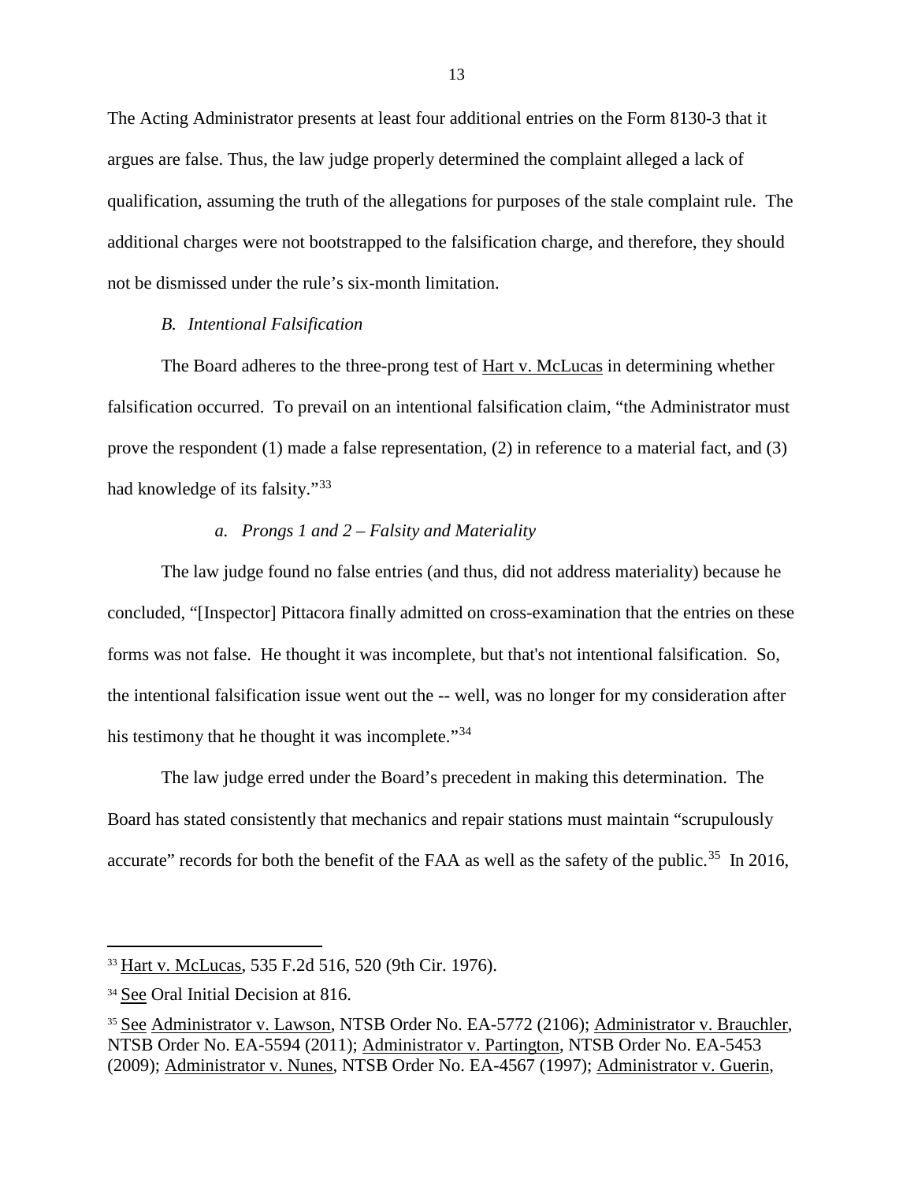The Acting Administrator presents at least four additional entries on the Form 8130-3 that it argues are false. Thus, the law judge properly determined the complaint alleged a lack of qualification, assuming the truth of the allegations for purposes of the stale complaint rule. The additional charges were not bootstrapped to the falsification charge, and therefore, they should not be dismissed under the rule's six-month limitation.

*B. Intentional Falsification*

The Board adheres to the three-prong test of Hart v. McLucas in determining whether falsification occurred. To prevail on an intentional falsification claim, "the Administrator must prove the respondent (1) made a false representation, (2) in reference to a material fact, and (3) had knowledge of its falsity."[33]

*a. Prongs 1 and 2 – Falsity and Materiality*

The law judge found no false entries (and thus, did not address materiality) because he concluded, "[Inspector] Pittacora finally admitted on cross-examination that the entries on these forms was not false. He thought it was incomplete, but that's not intentional falsification. So, the intentional falsification issue went out the -- well, was no longer for my consideration after his testimony that he thought it was incomplete."[34]

The law judge erred under the Board's precedent in making this determination. The Board has stated consistently that mechanics and repair stations must maintain "scrupulously accurate" records for both the benefit of the FAA as well as the safety of the public.[35] In 2016,

---

[33] Hart v. McLucas, 535 F.2d 516, 520 (9th Cir. 1976).

[34] See Oral Initial Decision at 816.

[35] See Administrator v. Lawson, NTSB Order No. EA-5772 (2106); Administrator v. Brauchler, NTSB Order No. EA-5594 (2011); Administrator v. Partington, NTSB Order No. EA-5453 (2009); Administrator v. Nunes, NTSB Order No. EA-4567 (1997); Administrator v. Guerin,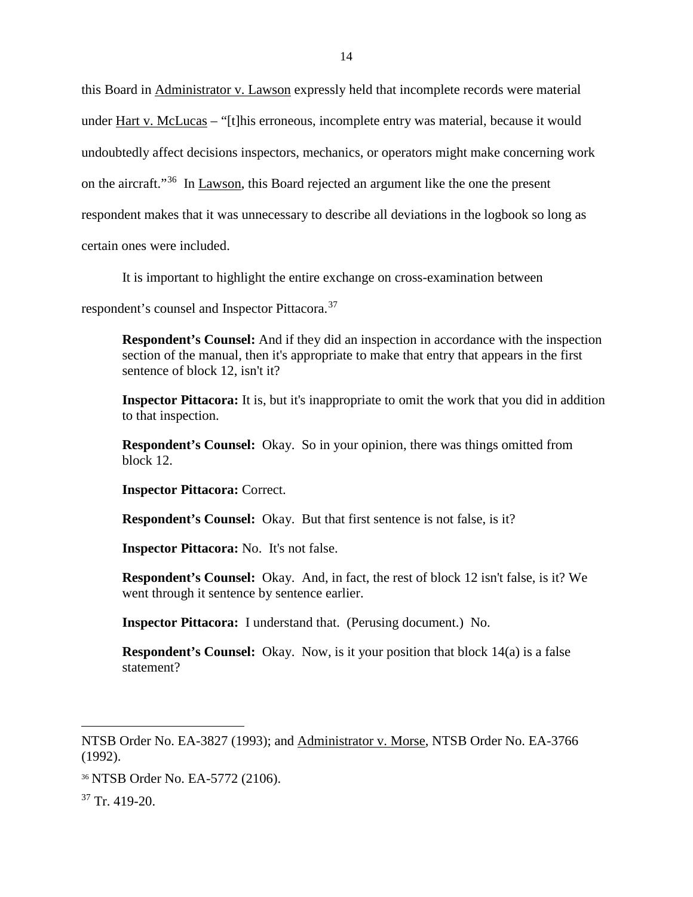this Board in Administrator v. Lawson expressly held that incomplete records were material under Hart v. McLucas – "[t]his erroneous, incomplete entry was material, because it would undoubtedly affect decisions inspectors, mechanics, or operators might make concerning work on the aircraft."[36] In Lawson, this Board rejected an argument like the one the present respondent makes that it was unnecessary to describe all deviations in the logbook so long as certain ones were included.

It is important to highlight the entire exchange on cross-examination between respondent's counsel and Inspector Pittacora.[37]

> **Respondent's Counsel:** And if they did an inspection in accordance with the inspection section of the manual, then it's appropriate to make that entry that appears in the first sentence of block 12, isn't it?
>
> **Inspector Pittacora:** It is, but it's inappropriate to omit the work that you did in addition to that inspection.
>
> **Respondent's Counsel:** Okay. So in your opinion, there was things omitted from block 12.
>
> **Inspector Pittacora:** Correct.
>
> **Respondent's Counsel:** Okay. But that first sentence is not false, is it?
>
> **Inspector Pittacora:** No. It's not false.
>
> **Respondent's Counsel:** Okay. And, in fact, the rest of block 12 isn't false, is it? We went through it sentence by sentence earlier.
>
> **Inspector Pittacora:** I understand that. (Perusing document.) No.
>
> **Respondent's Counsel:** Okay. Now, is it your position that block 14(a) is a false statement?

---

NTSB Order No. EA-3827 (1993); and Administrator v. Morse, NTSB Order No. EA-3766 (1992).

[36] NTSB Order No. EA-5772 (2106).

[37] Tr. 419-20.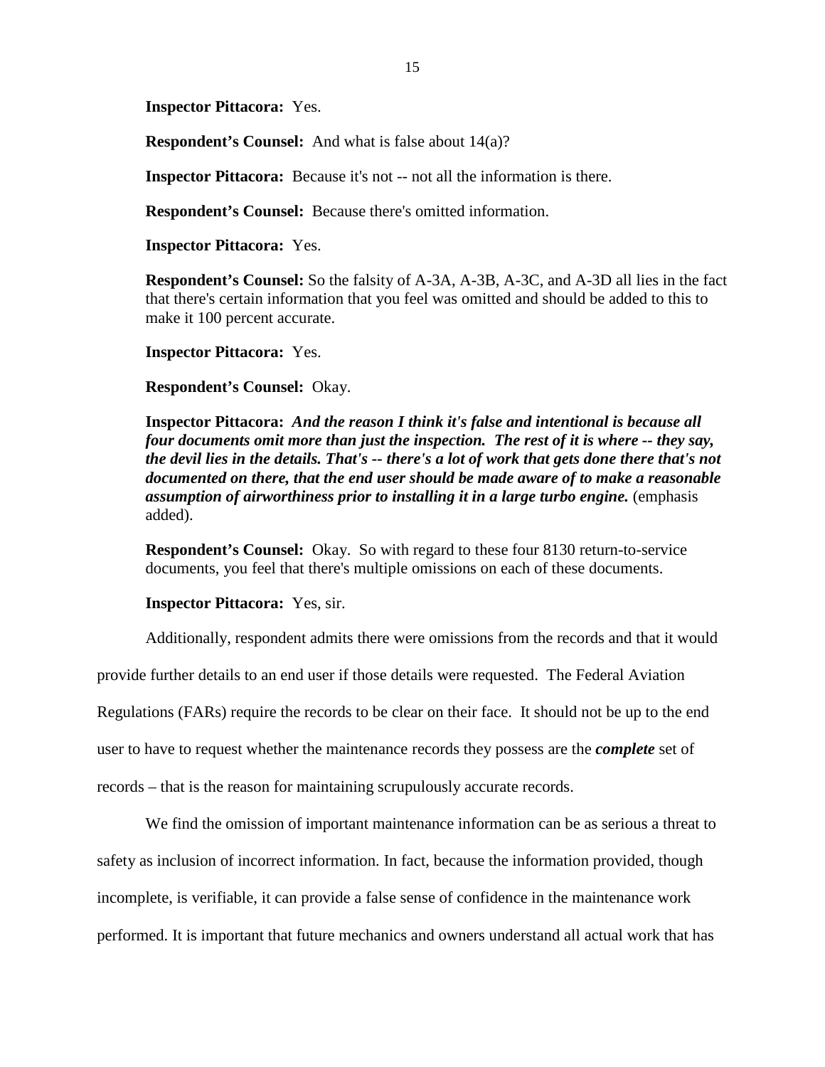**Inspector Pittacora:** Yes.

**Respondent's Counsel:** And what is false about 14(a)?

**Inspector Pittacora:** Because it's not -- not all the information is there.

**Respondent's Counsel:** Because there's omitted information.

**Inspector Pittacora:** Yes.

**Respondent's Counsel:** So the falsity of A-3A, A-3B, A-3C, and A-3D all lies in the fact that there's certain information that you feel was omitted and should be added to this to make it 100 percent accurate.

**Inspector Pittacora:** Yes.

**Respondent's Counsel:** Okay.

**Inspector Pittacora:** ***And the reason I think it's false and intentional is because all four documents omit more than just the inspection. The rest of it is where -- they say, the devil lies in the details. That's -- there's a lot of work that gets done there that's not documented on there, that the end user should be made aware of to make a reasonable assumption of airworthiness prior to installing it in a large turbo engine.*** (emphasis added).

**Respondent's Counsel:** Okay. So with regard to these four 8130 return-to-service documents, you feel that there's multiple omissions on each of these documents.

**Inspector Pittacora:** Yes, sir.

Additionally, respondent admits there were omissions from the records and that it would provide further details to an end user if those details were requested. The Federal Aviation Regulations (FARs) require the records to be clear on their face. It should not be up to the end user to have to request whether the maintenance records they possess are the ***complete*** set of records – that is the reason for maintaining scrupulously accurate records.

We find the omission of important maintenance information can be as serious a threat to safety as inclusion of incorrect information. In fact, because the information provided, though incomplete, is verifiable, it can provide a false sense of confidence in the maintenance work performed. It is important that future mechanics and owners understand all actual work that has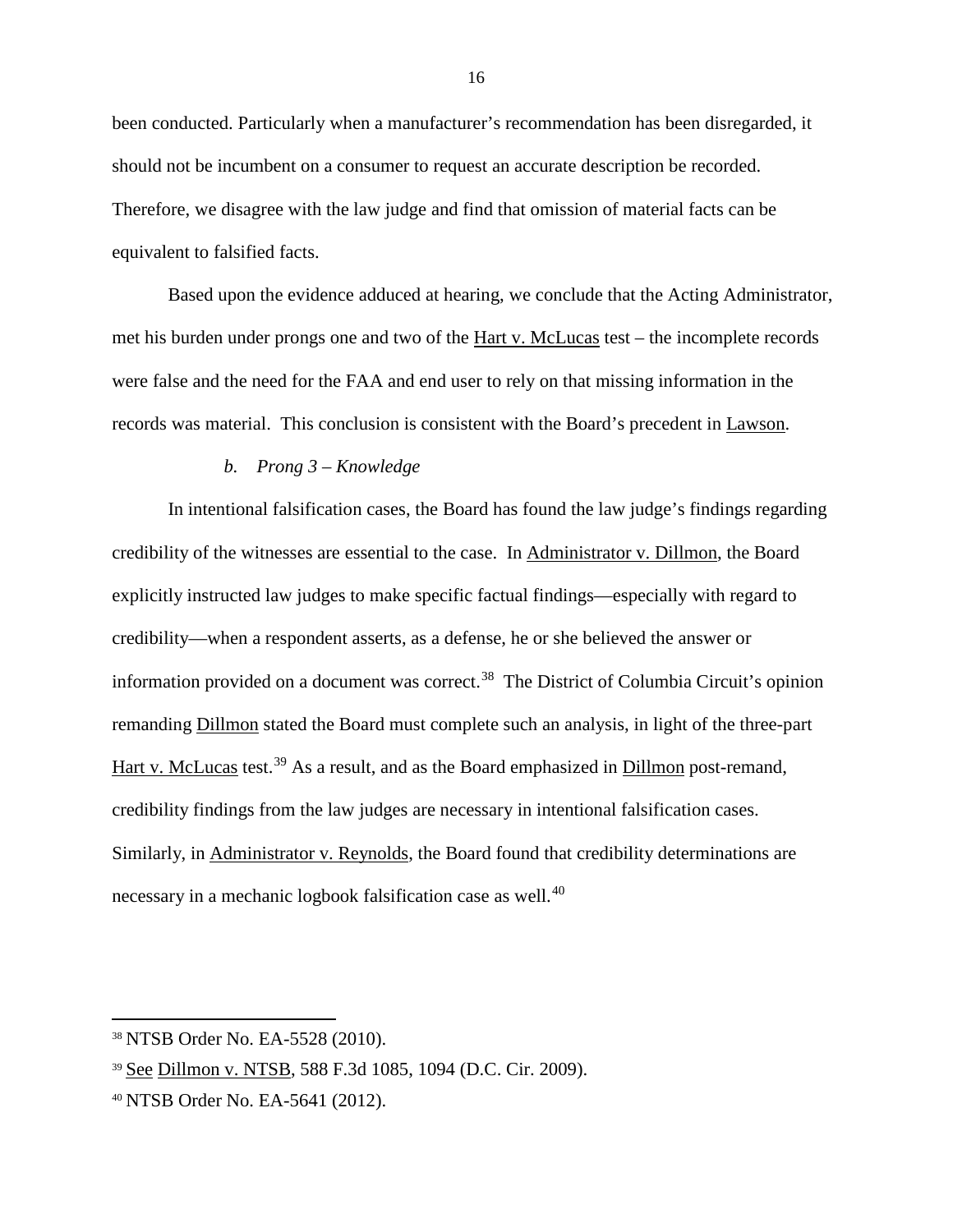been conducted. Particularly when a manufacturer's recommendation has been disregarded, it should not be incumbent on a consumer to request an accurate description be recorded. Therefore, we disagree with the law judge and find that omission of material facts can be equivalent to falsified facts.

Based upon the evidence adduced at hearing, we conclude that the Acting Administrator, met his burden under prongs one and two of the Hart v. McLucas test – the incomplete records were false and the need for the FAA and end user to rely on that missing information in the records was material. This conclusion is consistent with the Board's precedent in Lawson.

*b. Prong 3 – Knowledge*

In intentional falsification cases, the Board has found the law judge's findings regarding credibility of the witnesses are essential to the case. In Administrator v. Dillmon, the Board explicitly instructed law judges to make specific factual findings—especially with regard to credibility—when a respondent asserts, as a defense, he or she believed the answer or information provided on a document was correct.[38] The District of Columbia Circuit's opinion remanding Dillmon stated the Board must complete such an analysis, in light of the three-part Hart v. McLucas test.[39] As a result, and as the Board emphasized in Dillmon post-remand, credibility findings from the law judges are necessary in intentional falsification cases. Similarly, in Administrator v. Reynolds, the Board found that credibility determinations are necessary in a mechanic logbook falsification case as well.[40]

---

[38] NTSB Order No. EA-5528 (2010).

[39] See Dillmon v. NTSB, 588 F.3d 1085, 1094 (D.C. Cir. 2009).

[40] NTSB Order No. EA-5641 (2012).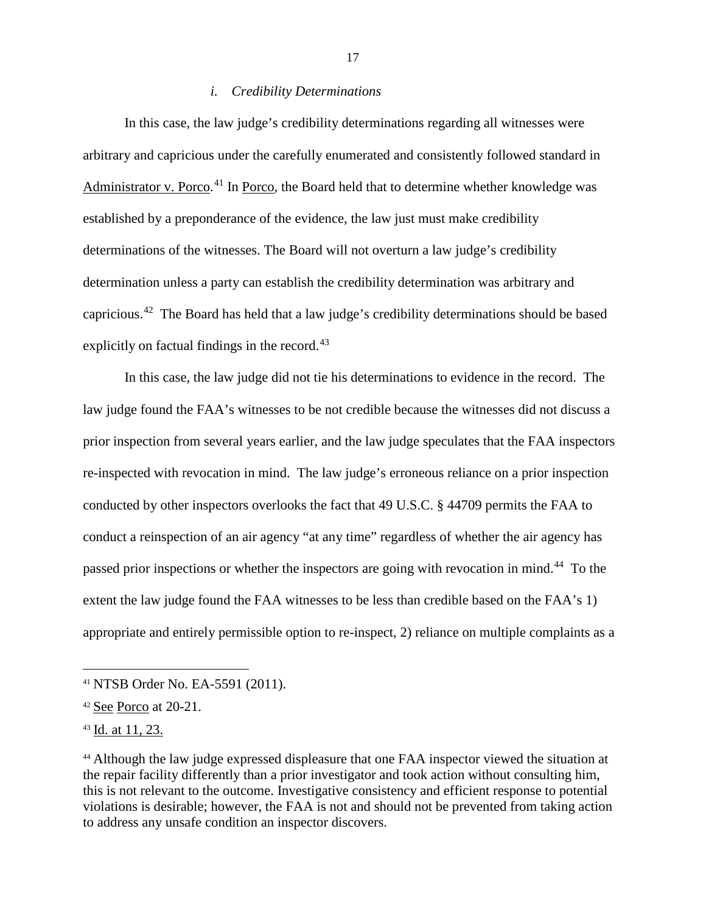### *i. Credibility Determinations*

In this case, the law judge's credibility determinations regarding all witnesses were arbitrary and capricious under the carefully enumerated and consistently followed standard in Administrator v. Porco.[41] In Porco, the Board held that to determine whether knowledge was established by a preponderance of the evidence, the law just must make credibility determinations of the witnesses. The Board will not overturn a law judge's credibility determination unless a party can establish the credibility determination was arbitrary and capricious.[42] The Board has held that a law judge's credibility determinations should be based explicitly on factual findings in the record.[43]

In this case, the law judge did not tie his determinations to evidence in the record. The law judge found the FAA's witnesses to be not credible because the witnesses did not discuss a prior inspection from several years earlier, and the law judge speculates that the FAA inspectors re-inspected with revocation in mind. The law judge's erroneous reliance on a prior inspection conducted by other inspectors overlooks the fact that 49 U.S.C. § 44709 permits the FAA to conduct a reinspection of an air agency "at any time" regardless of whether the air agency has passed prior inspections or whether the inspectors are going with revocation in mind.[44] To the extent the law judge found the FAA witnesses to be less than credible based on the FAA's 1) appropriate and entirely permissible option to re-inspect, 2) reliance on multiple complaints as a

---

[41] NTSB Order No. EA-5591 (2011).

[42] See Porco at 20-21.

[43] Id. at 11, 23.

[44] Although the law judge expressed displeasure that one FAA inspector viewed the situation at the repair facility differently than a prior investigator and took action without consulting him, this is not relevant to the outcome. Investigative consistency and efficient response to potential violations is desirable; however, the FAA is not and should not be prevented from taking action to address any unsafe condition an inspector discovers.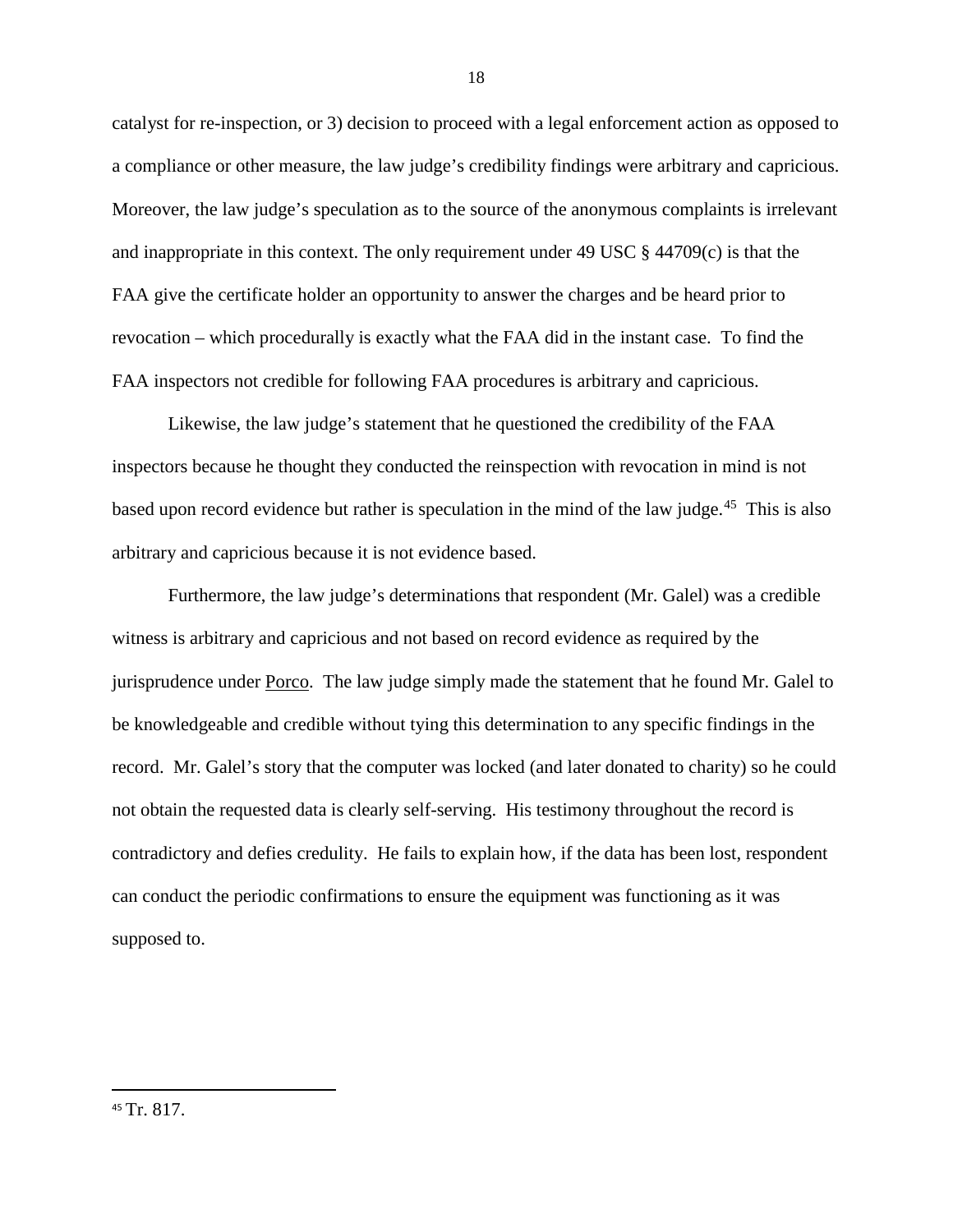catalyst for re-inspection, or 3) decision to proceed with a legal enforcement action as opposed to a compliance or other measure, the law judge's credibility findings were arbitrary and capricious. Moreover, the law judge's speculation as to the source of the anonymous complaints is irrelevant and inappropriate in this context. The only requirement under 49 USC § 44709(c) is that the FAA give the certificate holder an opportunity to answer the charges and be heard prior to revocation – which procedurally is exactly what the FAA did in the instant case. To find the FAA inspectors not credible for following FAA procedures is arbitrary and capricious.

Likewise, the law judge's statement that he questioned the credibility of the FAA inspectors because he thought they conducted the reinspection with revocation in mind is not based upon record evidence but rather is speculation in the mind of the law judge.[45] This is also arbitrary and capricious because it is not evidence based.

Furthermore, the law judge's determinations that respondent (Mr. Galel) was a credible witness is arbitrary and capricious and not based on record evidence as required by the jurisprudence under Porco. The law judge simply made the statement that he found Mr. Galel to be knowledgeable and credible without tying this determination to any specific findings in the record. Mr. Galel's story that the computer was locked (and later donated to charity) so he could not obtain the requested data is clearly self-serving. His testimony throughout the record is contradictory and defies credulity. He fails to explain how, if the data has been lost, respondent can conduct the periodic confirmations to ensure the equipment was functioning as it was supposed to.

---

[45] Tr. 817.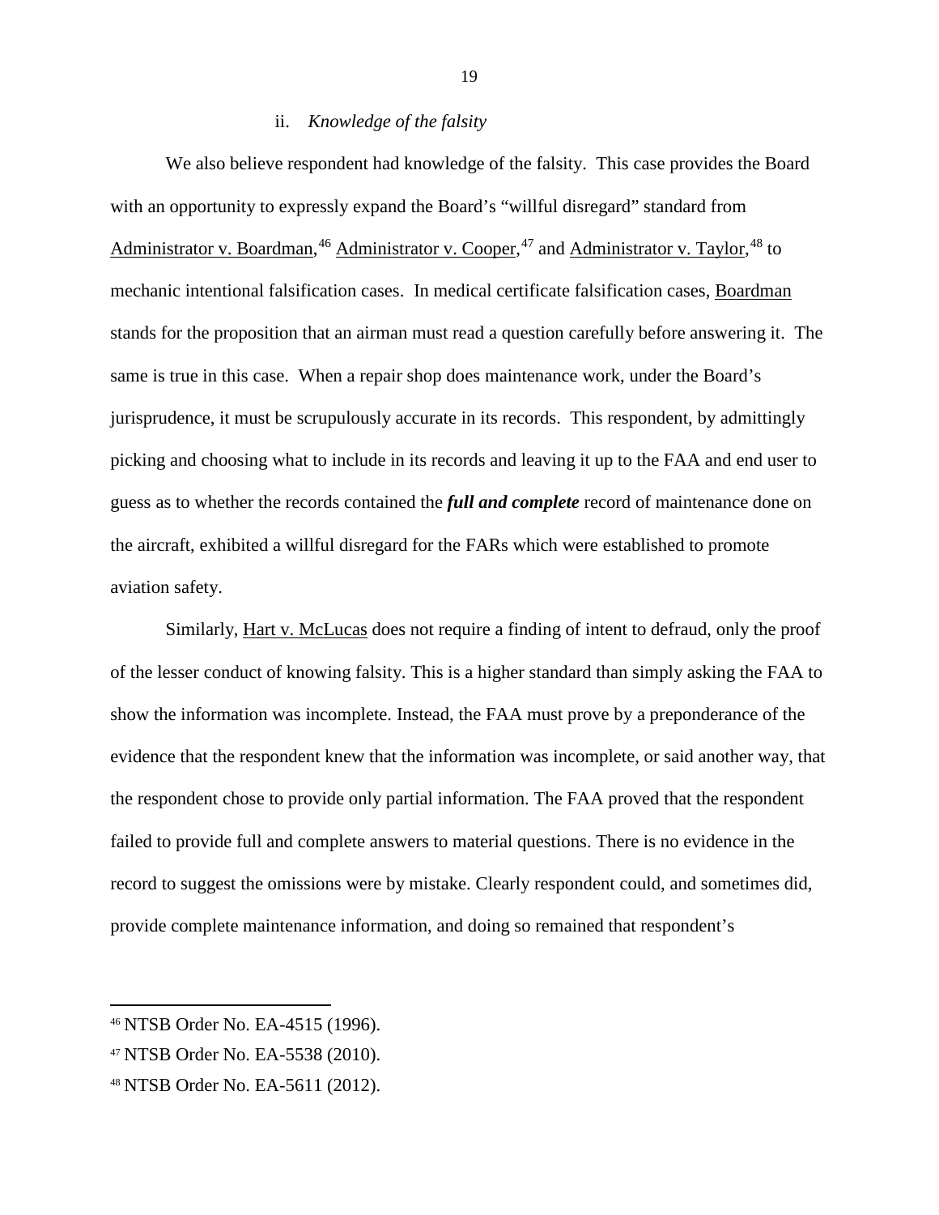#### ii. *Knowledge of the falsity*

We also believe respondent had knowledge of the falsity. This case provides the Board with an opportunity to expressly expand the Board's "willful disregard" standard from Administrator v. Boardman,[46] Administrator v. Cooper,[47] and Administrator v. Taylor,[48] to mechanic intentional falsification cases. In medical certificate falsification cases, Boardman stands for the proposition that an airman must read a question carefully before answering it. The same is true in this case. When a repair shop does maintenance work, under the Board's jurisprudence, it must be scrupulously accurate in its records. This respondent, by admittingly picking and choosing what to include in its records and leaving it up to the FAA and end user to guess as to whether the records contained the ***full and complete*** record of maintenance done on the aircraft, exhibited a willful disregard for the FARs which were established to promote aviation safety.

Similarly, Hart v. McLucas does not require a finding of intent to defraud, only the proof of the lesser conduct of knowing falsity. This is a higher standard than simply asking the FAA to show the information was incomplete. Instead, the FAA must prove by a preponderance of the evidence that the respondent knew that the information was incomplete, or said another way, that the respondent chose to provide only partial information. The FAA proved that the respondent failed to provide full and complete answers to material questions. There is no evidence in the record to suggest the omissions were by mistake. Clearly respondent could, and sometimes did, provide complete maintenance information, and doing so remained that respondent's

---

[46] NTSB Order No. EA-4515 (1996).

[47] NTSB Order No. EA-5538 (2010).

[48] NTSB Order No. EA-5611 (2012).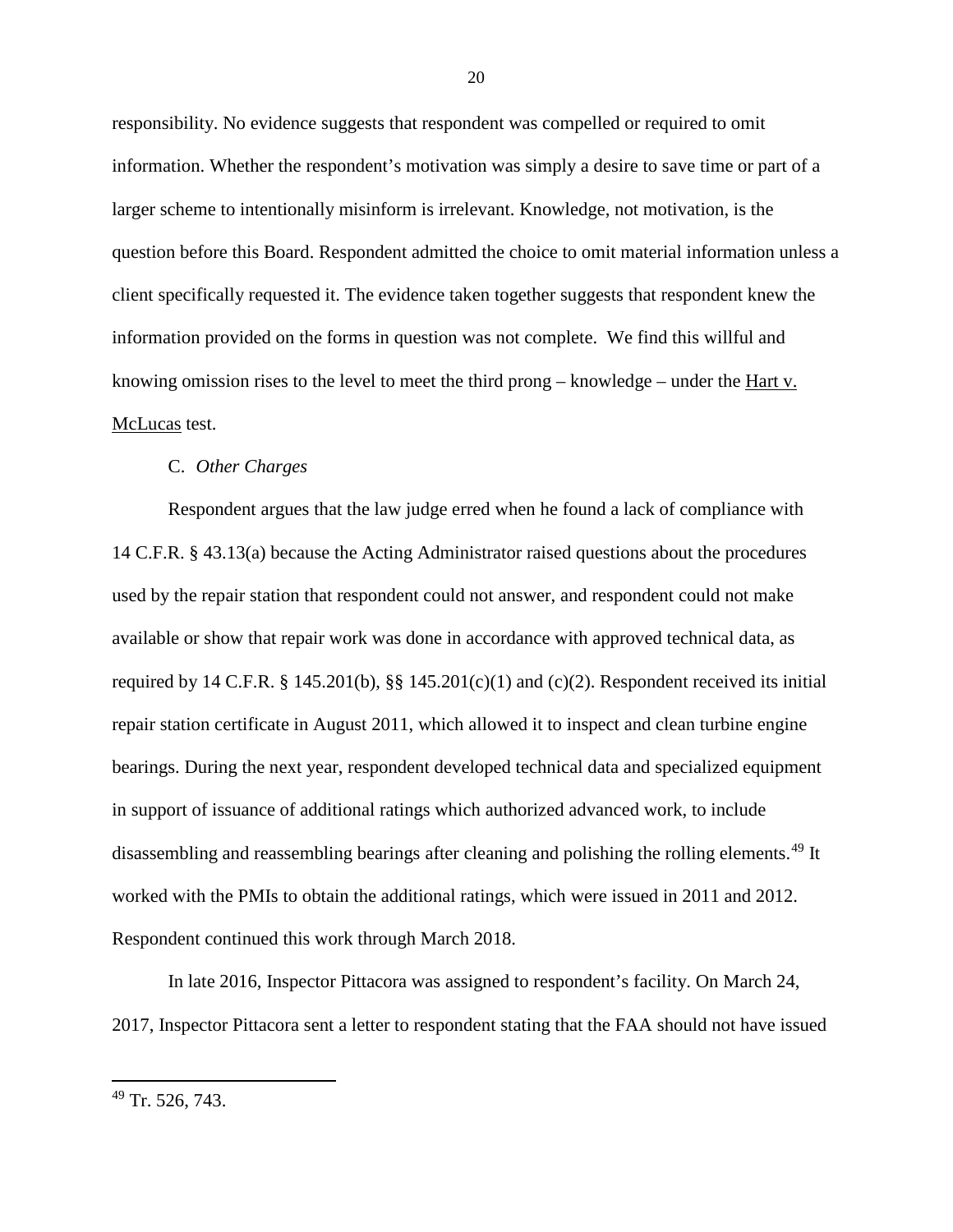responsibility. No evidence suggests that respondent was compelled or required to omit information. Whether the respondent's motivation was simply a desire to save time or part of a larger scheme to intentionally misinform is irrelevant. Knowledge, not motivation, is the question before this Board. Respondent admitted the choice to omit material information unless a client specifically requested it. The evidence taken together suggests that respondent knew the information provided on the forms in question was not complete. We find this willful and knowing omission rises to the level to meet the third prong – knowledge – under the Hart v. McLucas test.

C. *Other Charges*

Respondent argues that the law judge erred when he found a lack of compliance with 14 C.F.R. § 43.13(a) because the Acting Administrator raised questions about the procedures used by the repair station that respondent could not answer, and respondent could not make available or show that repair work was done in accordance with approved technical data, as required by 14 C.F.R. § 145.201(b), §§ 145.201(c)(1) and (c)(2). Respondent received its initial repair station certificate in August 2011, which allowed it to inspect and clean turbine engine bearings. During the next year, respondent developed technical data and specialized equipment in support of issuance of additional ratings which authorized advanced work, to include disassembling and reassembling bearings after cleaning and polishing the rolling elements.[49] It worked with the PMIs to obtain the additional ratings, which were issued in 2011 and 2012. Respondent continued this work through March 2018.

In late 2016, Inspector Pittacora was assigned to respondent's facility. On March 24, 2017, Inspector Pittacora sent a letter to respondent stating that the FAA should not have issued

[49] Tr. 526, 743.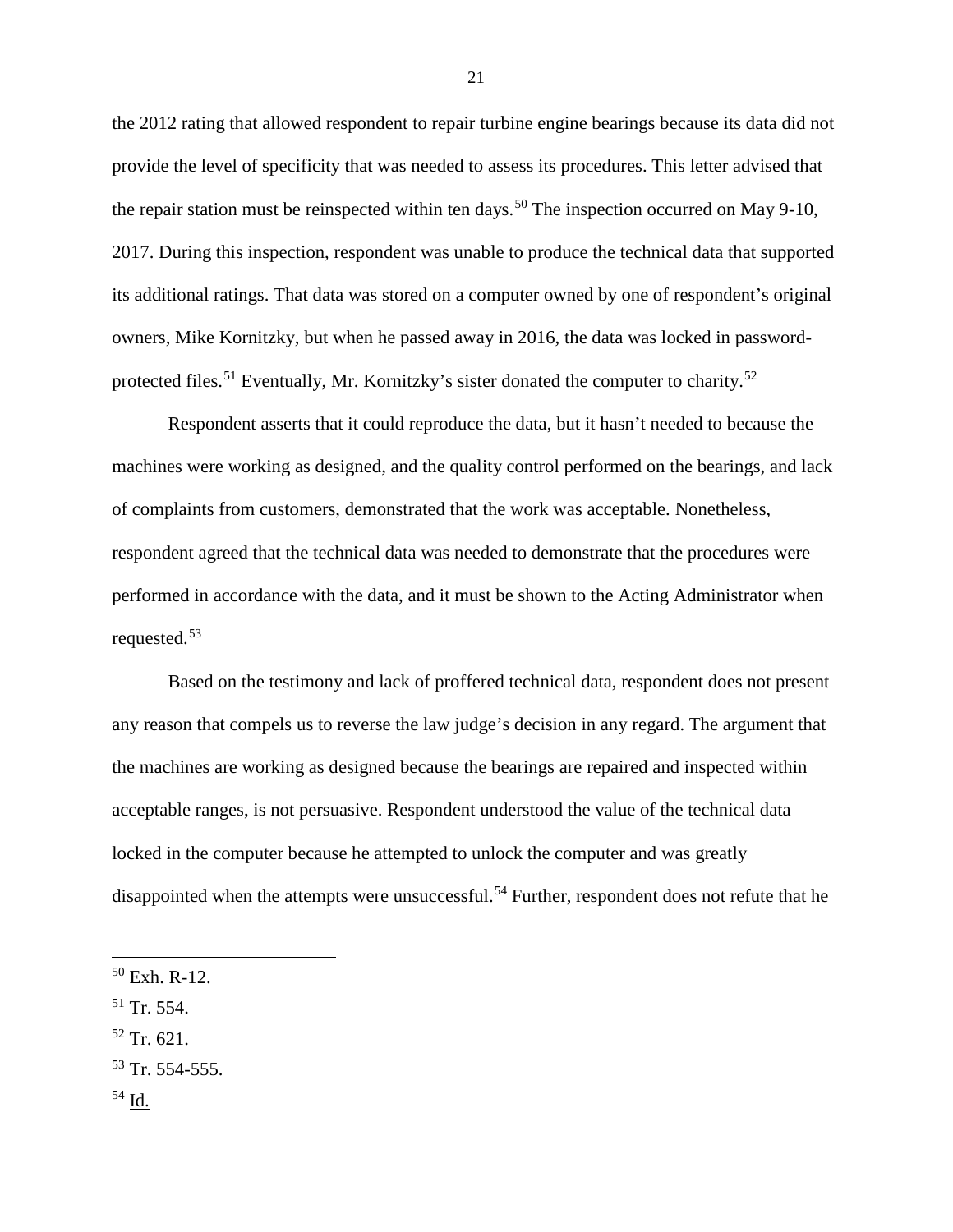the 2012 rating that allowed respondent to repair turbine engine bearings because its data did not provide the level of specificity that was needed to assess its procedures. This letter advised that the repair station must be reinspected within ten days.[50] The inspection occurred on May 9-10, 2017. During this inspection, respondent was unable to produce the technical data that supported its additional ratings. That data was stored on a computer owned by one of respondent's original owners, Mike Kornitzky, but when he passed away in 2016, the data was locked in password-protected files.[51] Eventually, Mr. Kornitzky's sister donated the computer to charity.[52]

Respondent asserts that it could reproduce the data, but it hasn't needed to because the machines were working as designed, and the quality control performed on the bearings, and lack of complaints from customers, demonstrated that the work was acceptable. Nonetheless, respondent agreed that the technical data was needed to demonstrate that the procedures were performed in accordance with the data, and it must be shown to the Acting Administrator when requested.[53]

Based on the testimony and lack of proffered technical data, respondent does not present any reason that compels us to reverse the law judge's decision in any regard. The argument that the machines are working as designed because the bearings are repaired and inspected within acceptable ranges, is not persuasive. Respondent understood the value of the technical data locked in the computer because he attempted to unlock the computer and was greatly disappointed when the attempts were unsuccessful.[54] Further, respondent does not refute that he

---

[50] Exh. R-12.

[51] Tr. 554.

[52] Tr. 621.

[53] Tr. 554-555.

[54] Id.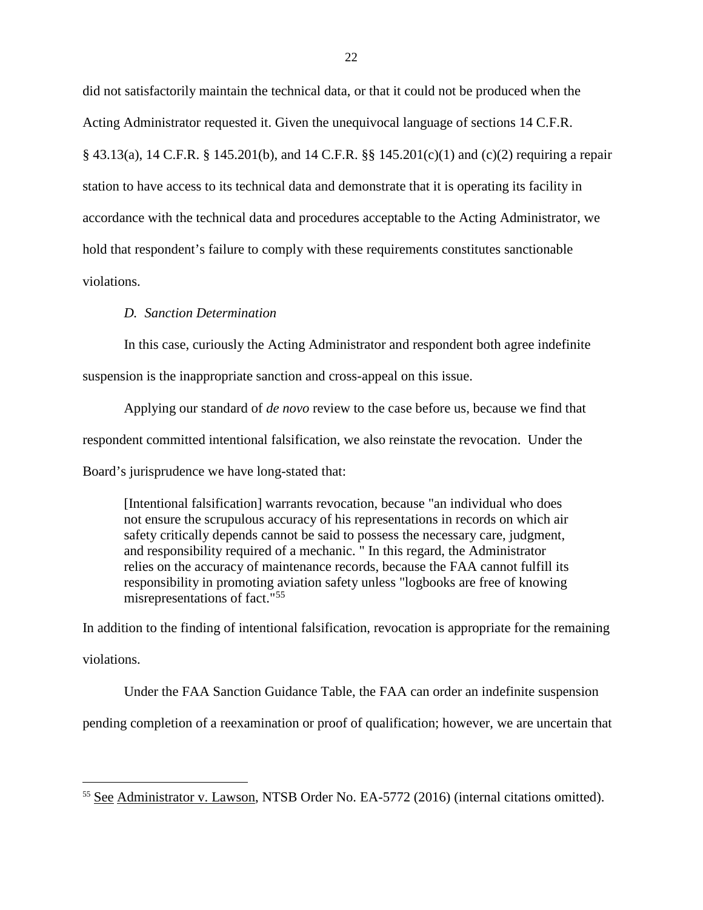did not satisfactorily maintain the technical data, or that it could not be produced when the Acting Administrator requested it. Given the unequivocal language of sections 14 C.F.R. § 43.13(a), 14 C.F.R. § 145.201(b), and 14 C.F.R. §§ 145.201(c)(1) and (c)(2) requiring a repair station to have access to its technical data and demonstrate that it is operating its facility in accordance with the technical data and procedures acceptable to the Acting Administrator, we hold that respondent's failure to comply with these requirements constitutes sanctionable violations.

### *D. Sanction Determination*

In this case, curiously the Acting Administrator and respondent both agree indefinite suspension is the inappropriate sanction and cross-appeal on this issue.

Applying our standard of *de novo* review to the case before us, because we find that respondent committed intentional falsification, we also reinstate the revocation. Under the Board's jurisprudence we have long-stated that:

> [Intentional falsification] warrants revocation, because "an individual who does not ensure the scrupulous accuracy of his representations in records on which air safety critically depends cannot be said to possess the necessary care, judgment, and responsibility required of a mechanic. " In this regard, the Administrator relies on the accuracy of maintenance records, because the FAA cannot fulfill its responsibility in promoting aviation safety unless "logbooks are free of knowing misrepresentations of fact."[55]

In addition to the finding of intentional falsification, revocation is appropriate for the remaining violations.

Under the FAA Sanction Guidance Table, the FAA can order an indefinite suspension pending completion of a reexamination or proof of qualification; however, we are uncertain that

---

[55] See Administrator v. Lawson, NTSB Order No. EA-5772 (2016) (internal citations omitted).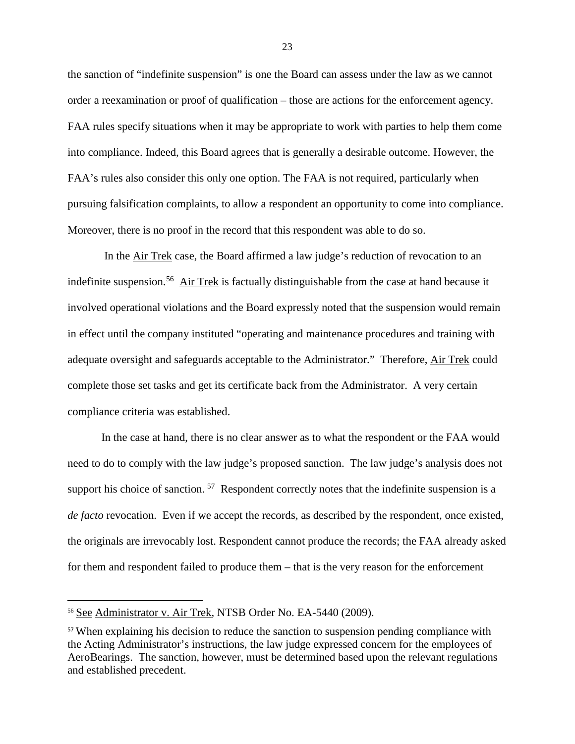the sanction of "indefinite suspension" is one the Board can assess under the law as we cannot order a reexamination or proof of qualification – those are actions for the enforcement agency. FAA rules specify situations when it may be appropriate to work with parties to help them come into compliance. Indeed, this Board agrees that is generally a desirable outcome. However, the FAA's rules also consider this only one option. The FAA is not required, particularly when pursuing falsification complaints, to allow a respondent an opportunity to come into compliance. Moreover, there is no proof in the record that this respondent was able to do so.

In the Air Trek case, the Board affirmed a law judge's reduction of revocation to an indefinite suspension.[56] Air Trek is factually distinguishable from the case at hand because it involved operational violations and the Board expressly noted that the suspension would remain in effect until the company instituted "operating and maintenance procedures and training with adequate oversight and safeguards acceptable to the Administrator." Therefore, Air Trek could complete those set tasks and get its certificate back from the Administrator. A very certain compliance criteria was established.

In the case at hand, there is no clear answer as to what the respondent or the FAA would need to do to comply with the law judge's proposed sanction. The law judge's analysis does not support his choice of sanction.[57] Respondent correctly notes that the indefinite suspension is a *de facto* revocation. Even if we accept the records, as described by the respondent, once existed, the originals are irrevocably lost. Respondent cannot produce the records; the FAA already asked for them and respondent failed to produce them – that is the very reason for the enforcement

---

[56] See Administrator v. Air Trek, NTSB Order No. EA-5440 (2009).

[57] When explaining his decision to reduce the sanction to suspension pending compliance with the Acting Administrator's instructions, the law judge expressed concern for the employees of AeroBearings. The sanction, however, must be determined based upon the relevant regulations and established precedent.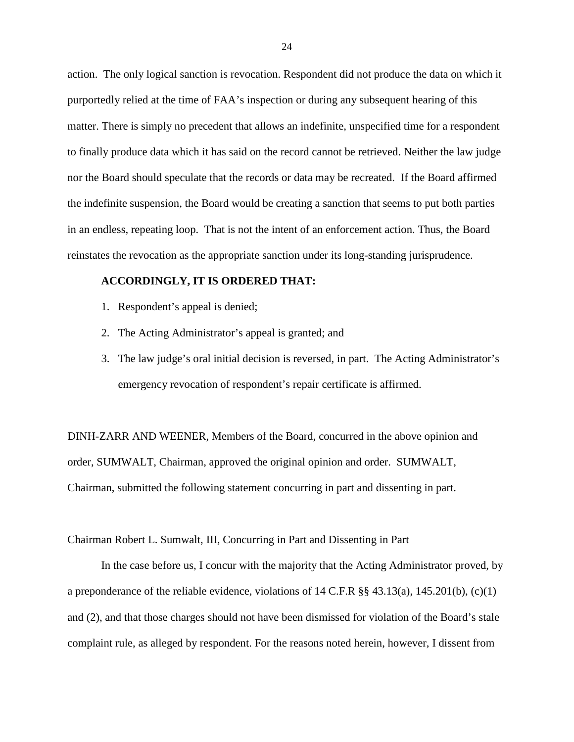action. The only logical sanction is revocation. Respondent did not produce the data on which it purportedly relied at the time of FAA's inspection or during any subsequent hearing of this matter. There is simply no precedent that allows an indefinite, unspecified time for a respondent to finally produce data which it has said on the record cannot be retrieved. Neither the law judge nor the Board should speculate that the records or data may be recreated. If the Board affirmed the indefinite suspension, the Board would be creating a sanction that seems to put both parties in an endless, repeating loop. That is not the intent of an enforcement action. Thus, the Board reinstates the revocation as the appropriate sanction under its long-standing jurisprudence.

**ACCORDINGLY, IT IS ORDERED THAT:**

1. Respondent's appeal is denied;
2. The Acting Administrator's appeal is granted; and
3. The law judge's oral initial decision is reversed, in part. The Acting Administrator's emergency revocation of respondent's repair certificate is affirmed.

DINH-ZARR AND WEENER, Members of the Board, concurred in the above opinion and order, SUMWALT, Chairman, approved the original opinion and order. SUMWALT, Chairman, submitted the following statement concurring in part and dissenting in part.

Chairman Robert L. Sumwalt, III, Concurring in Part and Dissenting in Part

In the case before us, I concur with the majority that the Acting Administrator proved, by a preponderance of the reliable evidence, violations of 14 C.F.R §§ 43.13(a), 145.201(b), (c)(1) and (2), and that those charges should not have been dismissed for violation of the Board's stale complaint rule, as alleged by respondent. For the reasons noted herein, however, I dissent from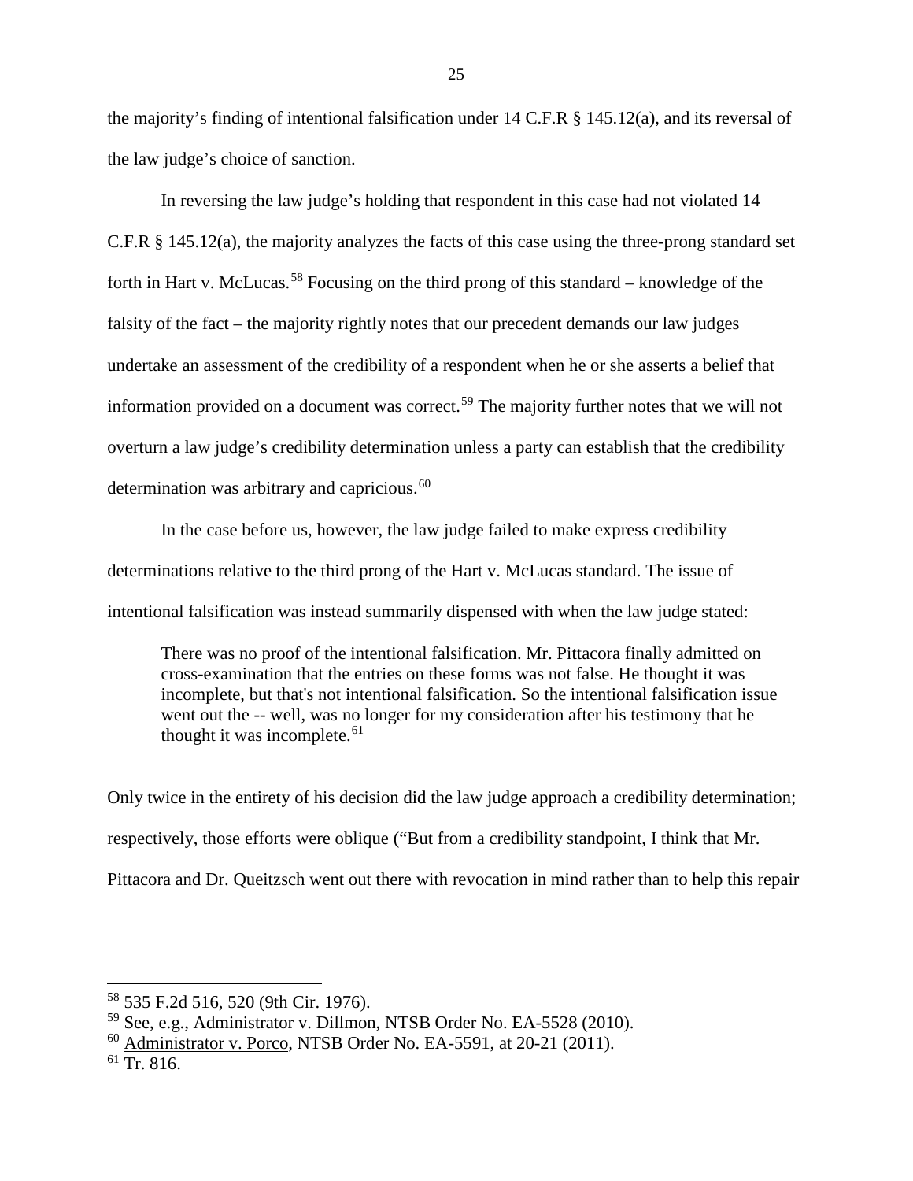the majority's finding of intentional falsification under 14 C.F.R § 145.12(a), and its reversal of the law judge's choice of sanction.

In reversing the law judge's holding that respondent in this case had not violated 14 C.F.R § 145.12(a), the majority analyzes the facts of this case using the three-prong standard set forth in Hart v. McLucas.[58] Focusing on the third prong of this standard – knowledge of the falsity of the fact – the majority rightly notes that our precedent demands our law judges undertake an assessment of the credibility of a respondent when he or she asserts a belief that information provided on a document was correct.[59] The majority further notes that we will not overturn a law judge's credibility determination unless a party can establish that the credibility determination was arbitrary and capricious.[60]

In the case before us, however, the law judge failed to make express credibility determinations relative to the third prong of the Hart v. McLucas standard. The issue of intentional falsification was instead summarily dispensed with when the law judge stated:

> There was no proof of the intentional falsification. Mr. Pittacora finally admitted on cross-examination that the entries on these forms was not false. He thought it was incomplete, but that's not intentional falsification. So the intentional falsification issue went out the -- well, was no longer for my consideration after his testimony that he thought it was incomplete.[61]

Only twice in the entirety of his decision did the law judge approach a credibility determination; respectively, those efforts were oblique ("But from a credibility standpoint, I think that Mr. Pittacora and Dr. Queitzsch went out there with revocation in mind rather than to help this repair

---

[58] 535 F.2d 516, 520 (9th Cir. 1976).

[59] See, e.g., Administrator v. Dillmon, NTSB Order No. EA-5528 (2010).

[60] Administrator v. Porco, NTSB Order No. EA-5591, at 20-21 (2011).

[61] Tr. 816.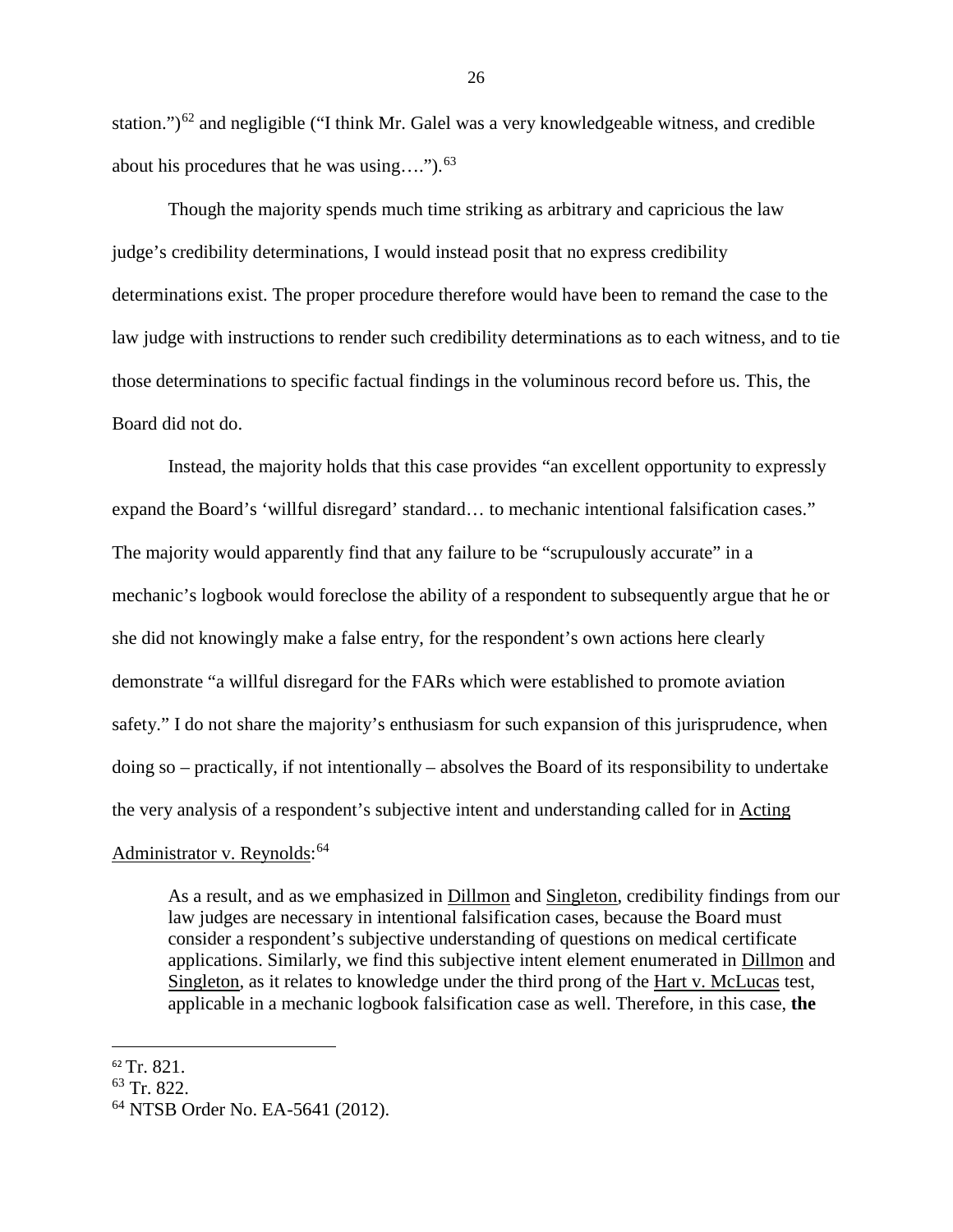station.")[62] and negligible ("I think Mr. Galel was a very knowledgeable witness, and credible about his procedures that he was using….").[63]

Though the majority spends much time striking as arbitrary and capricious the law judge's credibility determinations, I would instead posit that no express credibility determinations exist. The proper procedure therefore would have been to remand the case to the law judge with instructions to render such credibility determinations as to each witness, and to tie those determinations to specific factual findings in the voluminous record before us. This, the Board did not do.

Instead, the majority holds that this case provides "an excellent opportunity to expressly expand the Board's 'willful disregard' standard… to mechanic intentional falsification cases." The majority would apparently find that any failure to be "scrupulously accurate" in a mechanic's logbook would foreclose the ability of a respondent to subsequently argue that he or she did not knowingly make a false entry, for the respondent's own actions here clearly demonstrate "a willful disregard for the FARs which were established to promote aviation safety." I do not share the majority's enthusiasm for such expansion of this jurisprudence, when doing so – practically, if not intentionally – absolves the Board of its responsibility to undertake the very analysis of a respondent's subjective intent and understanding called for in Acting Administrator v. Reynolds:[64]

> As a result, and as we emphasized in Dillmon and Singleton, credibility findings from our law judges are necessary in intentional falsification cases, because the Board must consider a respondent's subjective understanding of questions on medical certificate applications. Similarly, we find this subjective intent element enumerated in Dillmon and Singleton, as it relates to knowledge under the third prong of the Hart v. McLucas test, applicable in a mechanic logbook falsification case as well. Therefore, in this case, **the**

---

[62] Tr. 821.

[63] Tr. 822.

[64] NTSB Order No. EA-5641 (2012).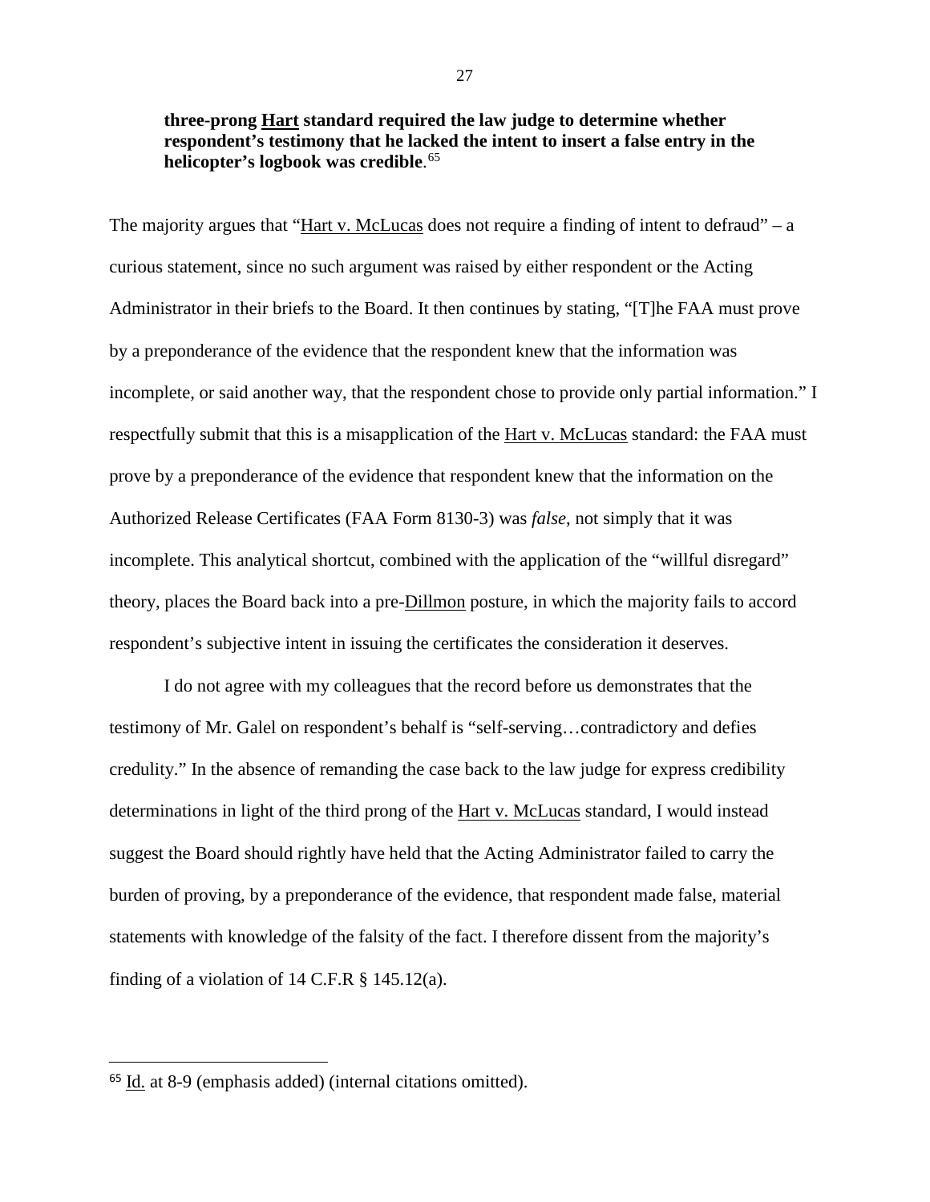**three-prong Hart standard required the law judge to determine whether respondent's testimony that he lacked the intent to insert a false entry in the helicopter's logbook was credible**.[65]

The majority argues that "Hart v. McLucas does not require a finding of intent to defraud" – a curious statement, since no such argument was raised by either respondent or the Acting Administrator in their briefs to the Board. It then continues by stating, "[T]he FAA must prove by a preponderance of the evidence that the respondent knew that the information was incomplete, or said another way, that the respondent chose to provide only partial information." I respectfully submit that this is a misapplication of the Hart v. McLucas standard: the FAA must prove by a preponderance of the evidence that respondent knew that the information on the Authorized Release Certificates (FAA Form 8130-3) was *false*, not simply that it was incomplete. This analytical shortcut, combined with the application of the "willful disregard" theory, places the Board back into a pre-Dillmon posture, in which the majority fails to accord respondent's subjective intent in issuing the certificates the consideration it deserves.

I do not agree with my colleagues that the record before us demonstrates that the testimony of Mr. Galel on respondent's behalf is "self-serving…contradictory and defies credulity." In the absence of remanding the case back to the law judge for express credibility determinations in light of the third prong of the Hart v. McLucas standard, I would instead suggest the Board should rightly have held that the Acting Administrator failed to carry the burden of proving, by a preponderance of the evidence, that respondent made false, material statements with knowledge of the falsity of the fact. I therefore dissent from the majority's finding of a violation of 14 C.F.R § 145.12(a).

---

[65] Id. at 8-9 (emphasis added) (internal citations omitted).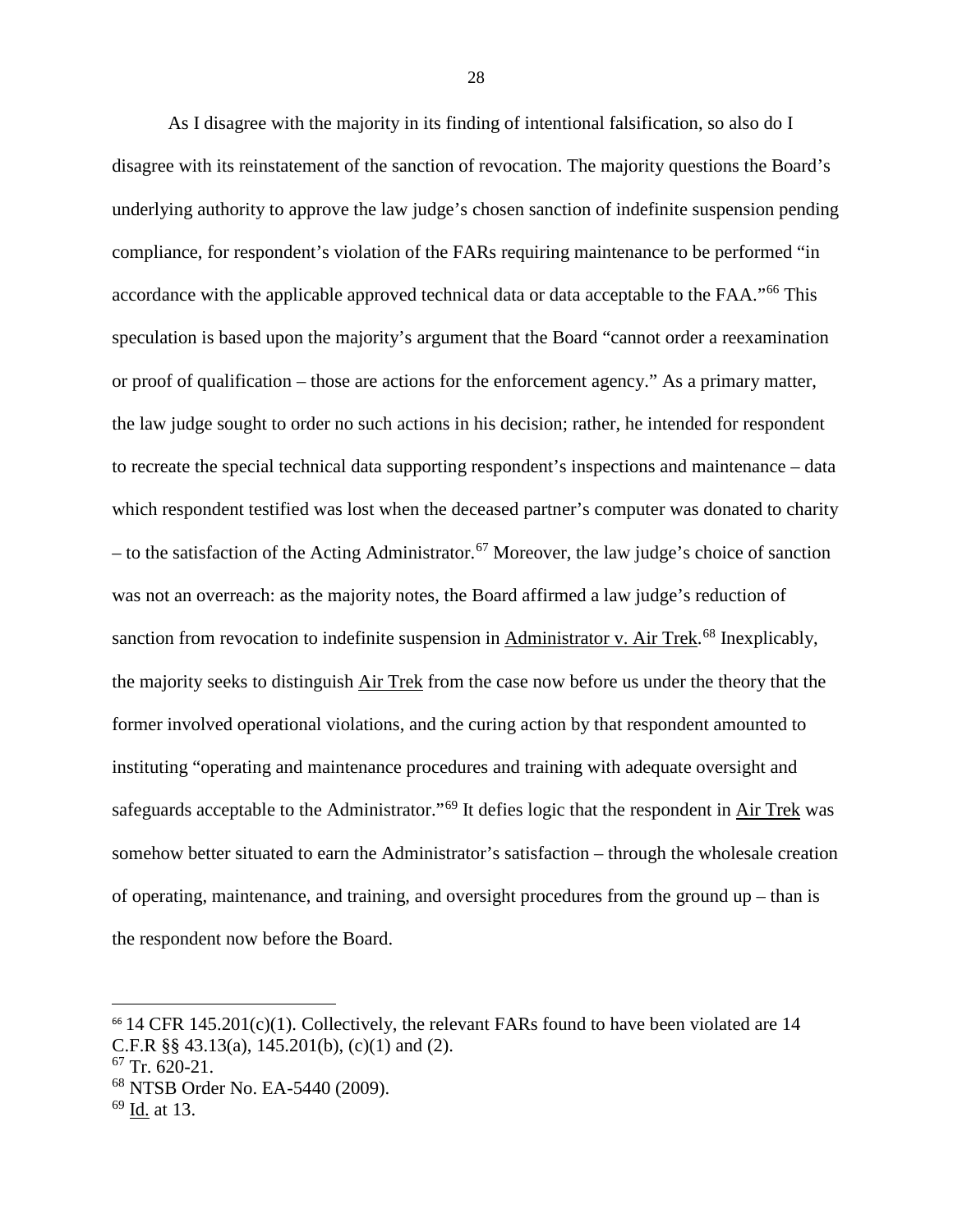As I disagree with the majority in its finding of intentional falsification, so also do I disagree with its reinstatement of the sanction of revocation. The majority questions the Board's underlying authority to approve the law judge's chosen sanction of indefinite suspension pending compliance, for respondent's violation of the FARs requiring maintenance to be performed "in accordance with the applicable approved technical data or data acceptable to the FAA."[66] This speculation is based upon the majority's argument that the Board "cannot order a reexamination or proof of qualification – those are actions for the enforcement agency." As a primary matter, the law judge sought to order no such actions in his decision; rather, he intended for respondent to recreate the special technical data supporting respondent's inspections and maintenance – data which respondent testified was lost when the deceased partner's computer was donated to charity – to the satisfaction of the Acting Administrator.[67] Moreover, the law judge's choice of sanction was not an overreach: as the majority notes, the Board affirmed a law judge's reduction of sanction from revocation to indefinite suspension in Administrator v. Air Trek.[68] Inexplicably, the majority seeks to distinguish Air Trek from the case now before us under the theory that the former involved operational violations, and the curing action by that respondent amounted to instituting "operating and maintenance procedures and training with adequate oversight and safeguards acceptable to the Administrator."[69] It defies logic that the respondent in Air Trek was somehow better situated to earn the Administrator's satisfaction – through the wholesale creation of operating, maintenance, and training, and oversight procedures from the ground up – than is the respondent now before the Board.

---

[66] 14 CFR 145.201(c)(1). Collectively, the relevant FARs found to have been violated are 14 C.F.R §§ 43.13(a), 145.201(b), (c)(1) and (2).

[67] Tr. 620-21.

[68] NTSB Order No. EA-5440 (2009).

[69] Id. at 13.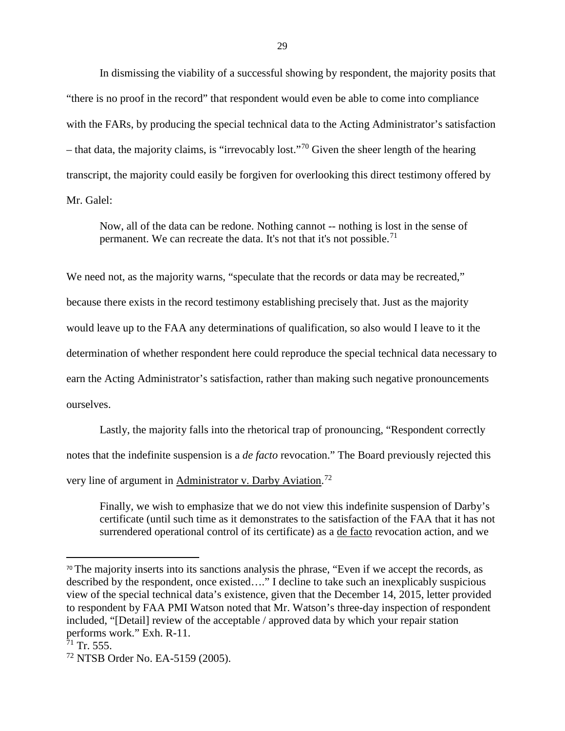In dismissing the viability of a successful showing by respondent, the majority posits that "there is no proof in the record" that respondent would even be able to come into compliance with the FARs, by producing the special technical data to the Acting Administrator's satisfaction – that data, the majority claims, is "irrevocably lost."[70] Given the sheer length of the hearing transcript, the majority could easily be forgiven for overlooking this direct testimony offered by Mr. Galel:

> Now, all of the data can be redone. Nothing cannot -- nothing is lost in the sense of permanent. We can recreate the data. It's not that it's not possible.[71]

We need not, as the majority warns, "speculate that the records or data may be recreated," because there exists in the record testimony establishing precisely that. Just as the majority would leave up to the FAA any determinations of qualification, so also would I leave to it the determination of whether respondent here could reproduce the special technical data necessary to earn the Acting Administrator's satisfaction, rather than making such negative pronouncements ourselves.

Lastly, the majority falls into the rhetorical trap of pronouncing, "Respondent correctly notes that the indefinite suspension is a *de facto* revocation." The Board previously rejected this very line of argument in Administrator v. Darby Aviation.[72]

> Finally, we wish to emphasize that we do not view this indefinite suspension of Darby's certificate (until such time as it demonstrates to the satisfaction of the FAA that it has not surrendered operational control of its certificate) as a de facto revocation action, and we

---

[70] The majority inserts into its sanctions analysis the phrase, "Even if we accept the records, as described by the respondent, once existed…." I decline to take such an inexplicably suspicious view of the special technical data's existence, given that the December 14, 2015, letter provided to respondent by FAA PMI Watson noted that Mr. Watson's three-day inspection of respondent included, "[Detail] review of the acceptable / approved data by which your repair station performs work." Exh. R-11.

[71] Tr. 555.

[72] NTSB Order No. EA-5159 (2005).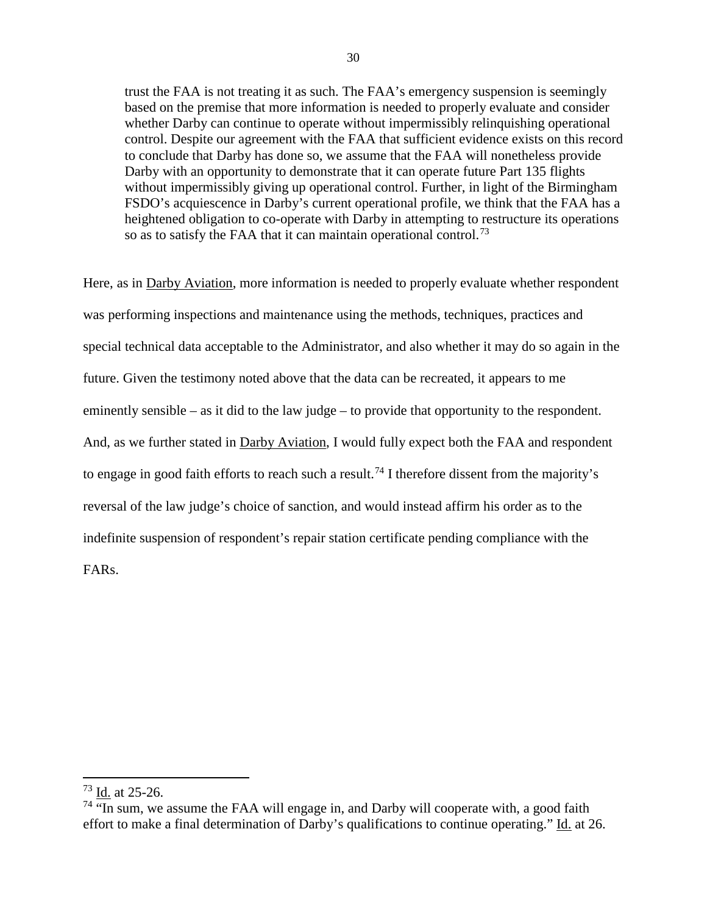> trust the FAA is not treating it as such. The FAA's emergency suspension is seemingly based on the premise that more information is needed to properly evaluate and consider whether Darby can continue to operate without impermissibly relinquishing operational control. Despite our agreement with the FAA that sufficient evidence exists on this record to conclude that Darby has done so, we assume that the FAA will nonetheless provide Darby with an opportunity to demonstrate that it can operate future Part 135 flights without impermissibly giving up operational control. Further, in light of the Birmingham FSDO's acquiescence in Darby's current operational profile, we think that the FAA has a heightened obligation to co-operate with Darby in attempting to restructure its operations so as to satisfy the FAA that it can maintain operational control.[73]

Here, as in Darby Aviation, more information is needed to properly evaluate whether respondent was performing inspections and maintenance using the methods, techniques, practices and special technical data acceptable to the Administrator, and also whether it may do so again in the future. Given the testimony noted above that the data can be recreated, it appears to me eminently sensible – as it did to the law judge – to provide that opportunity to the respondent. And, as we further stated in Darby Aviation, I would fully expect both the FAA and respondent to engage in good faith efforts to reach such a result.[74] I therefore dissent from the majority's reversal of the law judge's choice of sanction, and would instead affirm his order as to the indefinite suspension of respondent's repair station certificate pending compliance with the FARs.

---

[73] Id. at 25-26.

[74] "In sum, we assume the FAA will engage in, and Darby will cooperate with, a good faith effort to make a final determination of Darby's qualifications to continue operating." Id. at 26.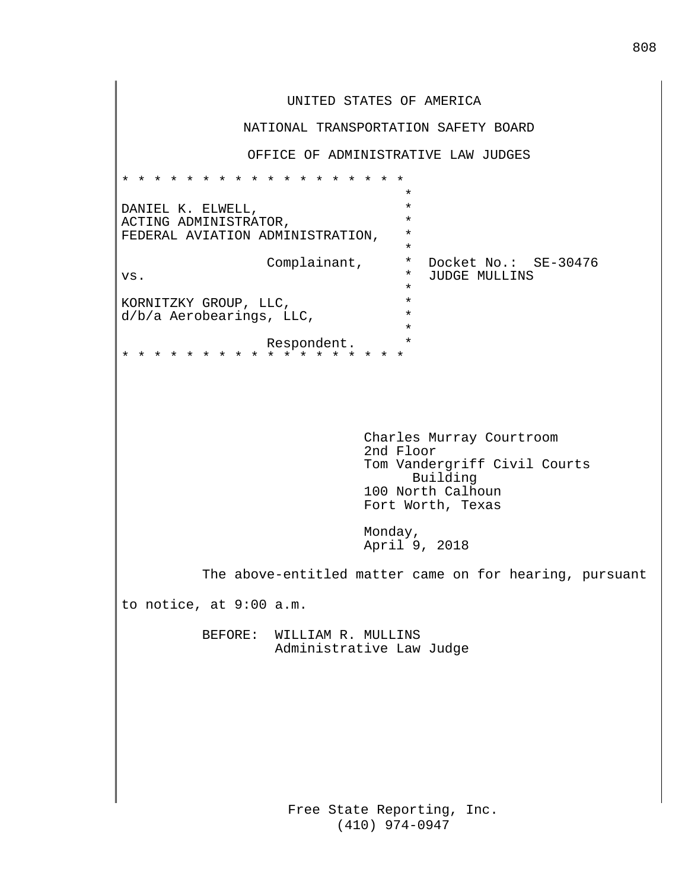UNITED STATES OF AMERICA

NATIONAL TRANSPORTATION SAFETY BOARD

OFFICE OF ADMINISTRATIVE LAW JUDGES

```
* * * * * * * * * * * * * * * * * * *
                                    *
DANIEL K. ELWELL,                   *
ACTING ADMINISTRATOR,               *
FEDERAL AVIATION ADMINISTRATION,    *
                                    *
                  Complainant,      *  Docket No.:  SE-30476
vs.                                 *  JUDGE MULLINS
                                    *
KORNITZKY GROUP, LLC,               *
d/b/a Aerobearings, LLC,            *
                                    *
                  Respondent.       *
* * * * * * * * * * * * * * * * * * *
```

Charles Murray Courtroom
2nd Floor
Tom Vandergriff Civil Courts Building
100 North Calhoun
Fort Worth, Texas

Monday,
April 9, 2018

The above-entitled matter came on for hearing, pursuant to notice, at 9:00 a.m.

BEFORE: WILLIAM R. MULLINS
Administrative Law Judge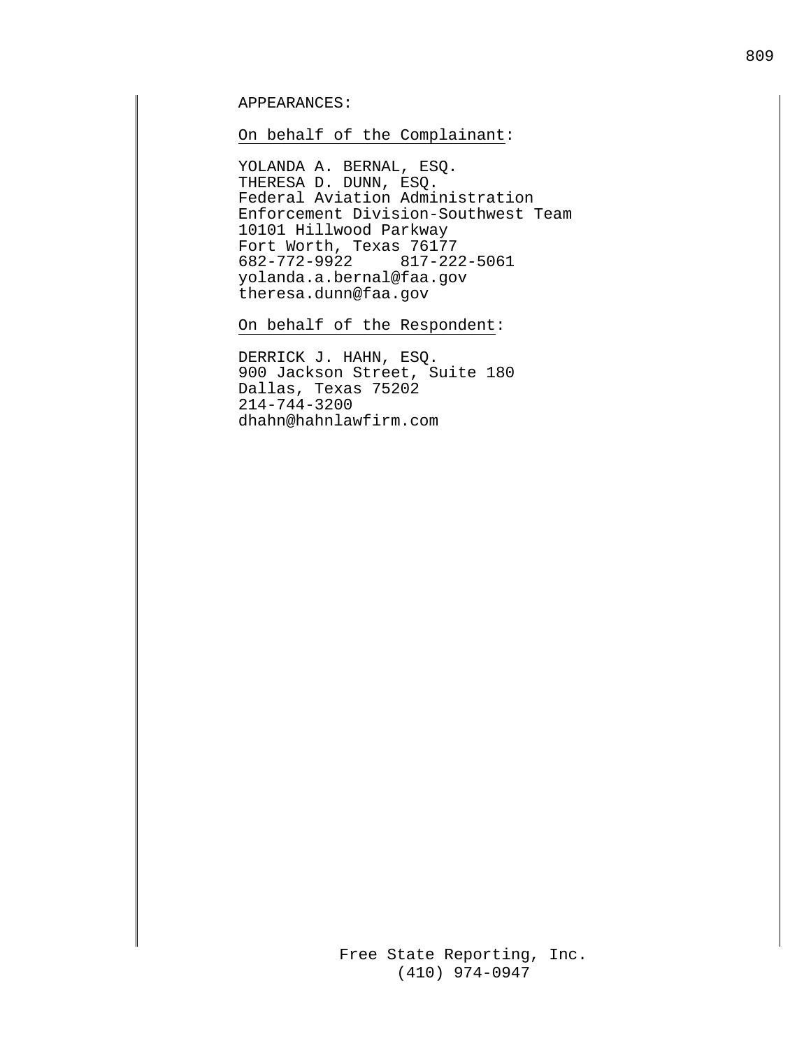APPEARANCES:

On behalf of the Complainant:

YOLANDA A. BERNAL, ESQ.
THERESA D. DUNN, ESQ.
Federal Aviation Administration
Enforcement Division-Southwest Team
10101 Hillwood Parkway
Fort Worth, Texas 76177
682-772-9922     817-222-5061
yolanda.a.bernal@faa.gov
theresa.dunn@faa.gov

On behalf of the Respondent:

DERRICK J. HAHN, ESQ.
900 Jackson Street, Suite 180
Dallas, Texas 75202
214-744-3200
dhahn@hahnlawfirm.com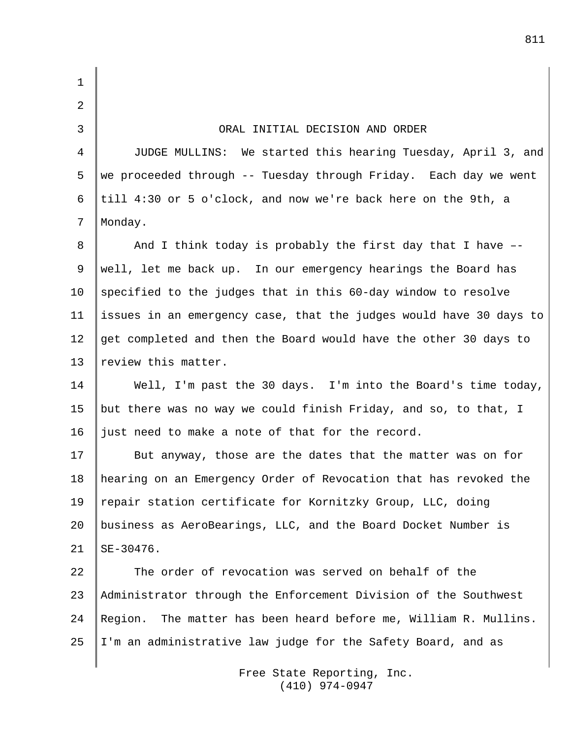## ORAL INITIAL DECISION AND ORDER

JUDGE MULLINS: We started this hearing Tuesday, April 3, and we proceeded through -- Tuesday through Friday. Each day we went till 4:30 or 5 o'clock, and now we're back here on the 9th, a Monday.

And I think today is probably the first day that I have –- well, let me back up. In our emergency hearings the Board has specified to the judges that in this 60-day window to resolve issues in an emergency case, that the judges would have 30 days to get completed and then the Board would have the other 30 days to review this matter.

Well, I'm past the 30 days. I'm into the Board's time today, but there was no way we could finish Friday, and so, to that, I just need to make a note of that for the record.

But anyway, those are the dates that the matter was on for hearing on an Emergency Order of Revocation that has revoked the repair station certificate for Kornitzky Group, LLC, doing business as AeroBearings, LLC, and the Board Docket Number is SE-30476.

The order of revocation was served on behalf of the Administrator through the Enforcement Division of the Southwest Region. The matter has been heard before me, William R. Mullins. I'm an administrative law judge for the Safety Board, and as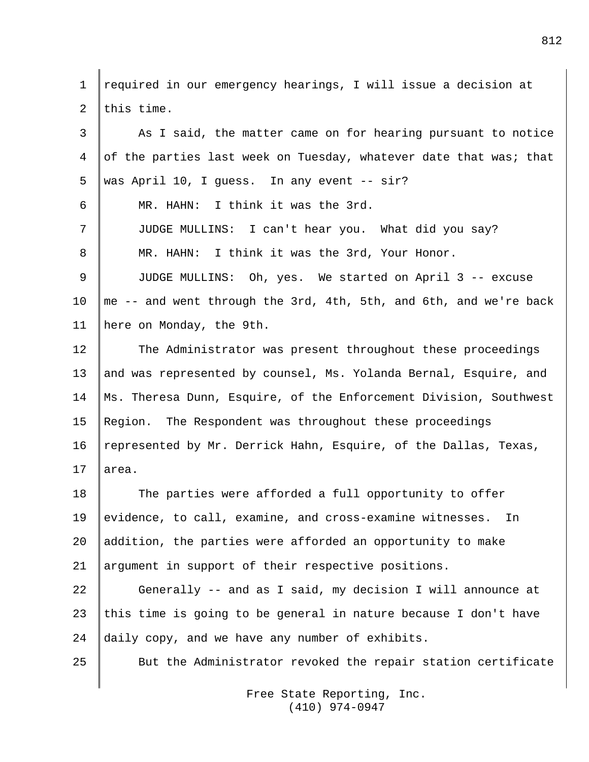required in our emergency hearings, I will issue a decision at this time.

As I said, the matter came on for hearing pursuant to notice of the parties last week on Tuesday, whatever date that was; that was April 10, I guess. In any event -- sir?

MR. HAHN: I think it was the 3rd.

JUDGE MULLINS: I can't hear you. What did you say?

MR. HAHN: I think it was the 3rd, Your Honor.

JUDGE MULLINS: Oh, yes. We started on April 3 -- excuse me -- and went through the 3rd, 4th, 5th, and 6th, and we're back here on Monday, the 9th.

The Administrator was present throughout these proceedings and was represented by counsel, Ms. Yolanda Bernal, Esquire, and Ms. Theresa Dunn, Esquire, of the Enforcement Division, Southwest Region. The Respondent was throughout these proceedings represented by Mr. Derrick Hahn, Esquire, of the Dallas, Texas, area.

The parties were afforded a full opportunity to offer evidence, to call, examine, and cross-examine witnesses. In addition, the parties were afforded an opportunity to make argument in support of their respective positions.

Generally -- and as I said, my decision I will announce at this time is going to be general in nature because I don't have daily copy, and we have any number of exhibits.

But the Administrator revoked the repair station certificate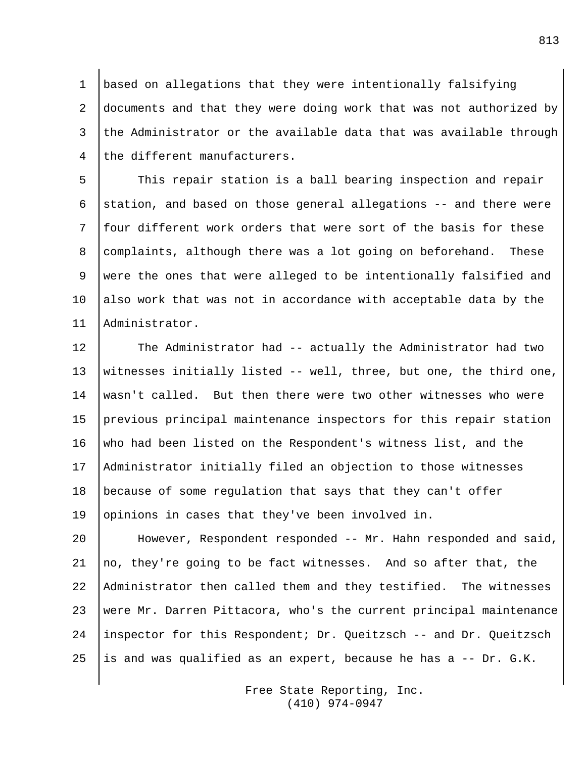based on allegations that they were intentionally falsifying documents and that they were doing work that was not authorized by the Administrator or the available data that was available through the different manufacturers.

This repair station is a ball bearing inspection and repair station, and based on those general allegations -- and there were four different work orders that were sort of the basis for these complaints, although there was a lot going on beforehand. These were the ones that were alleged to be intentionally falsified and also work that was not in accordance with acceptable data by the Administrator.

The Administrator had -- actually the Administrator had two witnesses initially listed -- well, three, but one, the third one, wasn't called. But then there were two other witnesses who were previous principal maintenance inspectors for this repair station who had been listed on the Respondent's witness list, and the Administrator initially filed an objection to those witnesses because of some regulation that says that they can't offer opinions in cases that they've been involved in.

However, Respondent responded -- Mr. Hahn responded and said, no, they're going to be fact witnesses. And so after that, the Administrator then called them and they testified. The witnesses were Mr. Darren Pittacora, who's the current principal maintenance inspector for this Respondent; Dr. Queitzsch -- and Dr. Queitzsch is and was qualified as an expert, because he has a -- Dr. G.K.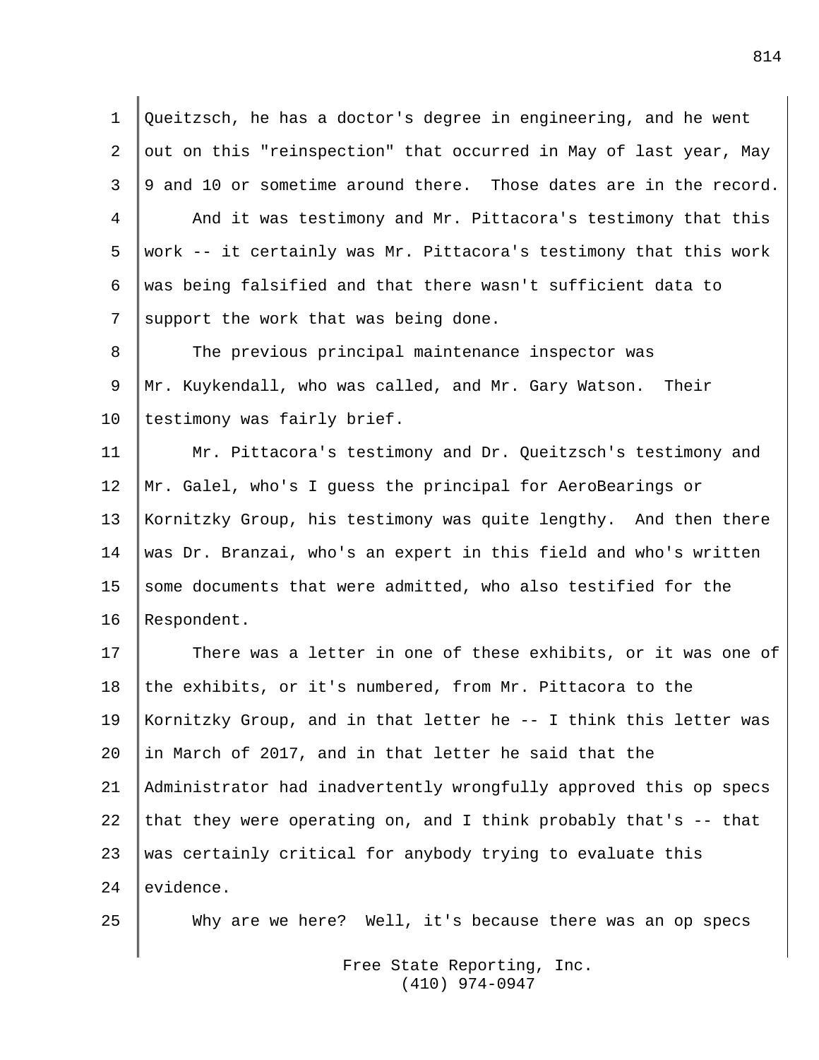Queitzsch, he has a doctor's degree in engineering, and he went out on this "reinspection" that occurred in May of last year, May 9 and 10 or sometime around there. Those dates are in the record.

And it was testimony and Mr. Pittacora's testimony that this work -- it certainly was Mr. Pittacora's testimony that this work was being falsified and that there wasn't sufficient data to support the work that was being done.

The previous principal maintenance inspector was Mr. Kuykendall, who was called, and Mr. Gary Watson. Their testimony was fairly brief.

Mr. Pittacora's testimony and Dr. Queitzsch's testimony and Mr. Galel, who's I guess the principal for AeroBearings or Kornitzky Group, his testimony was quite lengthy. And then there was Dr. Branzai, who's an expert in this field and who's written some documents that were admitted, who also testified for the Respondent.

There was a letter in one of these exhibits, or it was one of the exhibits, or it's numbered, from Mr. Pittacora to the Kornitzky Group, and in that letter he -- I think this letter was in March of 2017, and in that letter he said that the Administrator had inadvertently wrongfully approved this op specs that they were operating on, and I think probably that's -- that was certainly critical for anybody trying to evaluate this evidence.

Why are we here? Well, it's because there was an op specs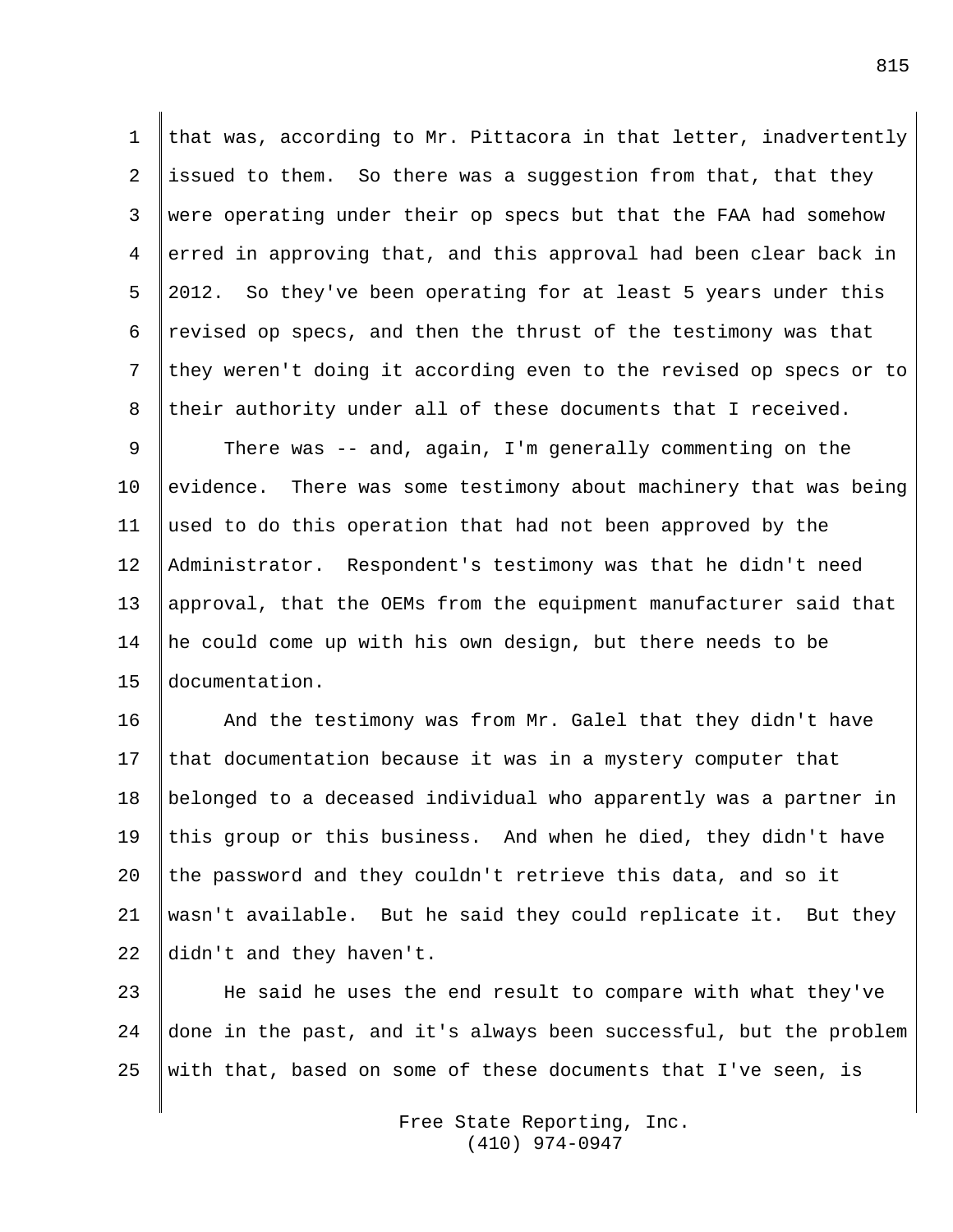that was, according to Mr. Pittacora in that letter, inadvertently issued to them. So there was a suggestion from that, that they were operating under their op specs but that the FAA had somehow erred in approving that, and this approval had been clear back in 2012. So they've been operating for at least 5 years under this revised op specs, and then the thrust of the testimony was that they weren't doing it according even to the revised op specs or to their authority under all of these documents that I received.

There was -- and, again, I'm generally commenting on the evidence. There was some testimony about machinery that was being used to do this operation that had not been approved by the Administrator. Respondent's testimony was that he didn't need approval, that the OEMs from the equipment manufacturer said that he could come up with his own design, but there needs to be documentation.

And the testimony was from Mr. Galel that they didn't have that documentation because it was in a mystery computer that belonged to a deceased individual who apparently was a partner in this group or this business. And when he died, they didn't have the password and they couldn't retrieve this data, and so it wasn't available. But he said they could replicate it. But they didn't and they haven't.

He said he uses the end result to compare with what they've done in the past, and it's always been successful, but the problem with that, based on some of these documents that I've seen, is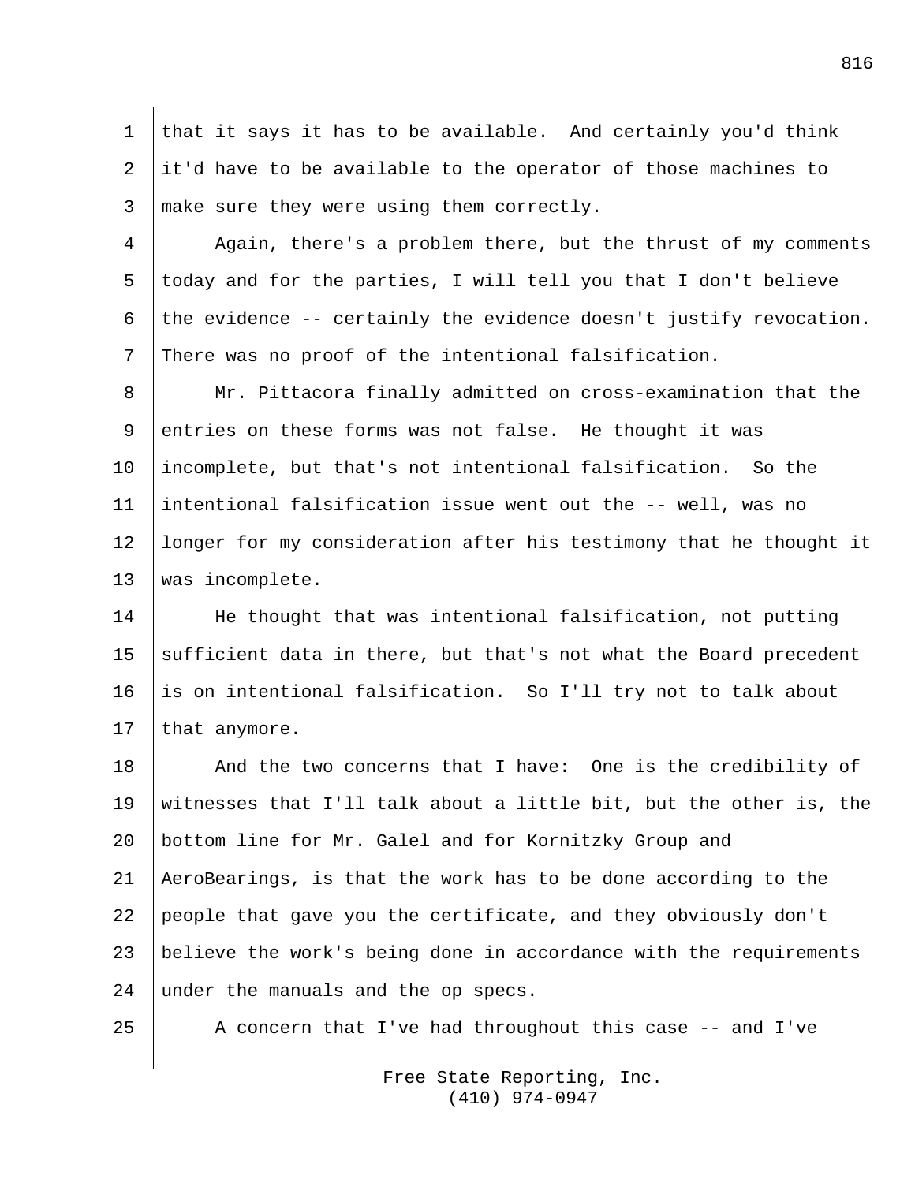that it says it has to be available. And certainly you'd think it'd have to be available to the operator of those machines to make sure they were using them correctly.

Again, there's a problem there, but the thrust of my comments today and for the parties, I will tell you that I don't believe the evidence -- certainly the evidence doesn't justify revocation. There was no proof of the intentional falsification.

Mr. Pittacora finally admitted on cross-examination that the entries on these forms was not false. He thought it was incomplete, but that's not intentional falsification. So the intentional falsification issue went out the -- well, was no longer for my consideration after his testimony that he thought it was incomplete.

He thought that was intentional falsification, not putting sufficient data in there, but that's not what the Board precedent is on intentional falsification. So I'll try not to talk about that anymore.

And the two concerns that I have: One is the credibility of witnesses that I'll talk about a little bit, but the other is, the bottom line for Mr. Galel and for Kornitzky Group and AeroBearings, is that the work has to be done according to the people that gave you the certificate, and they obviously don't believe the work's being done in accordance with the requirements under the manuals and the op specs.

A concern that I've had throughout this case -- and I've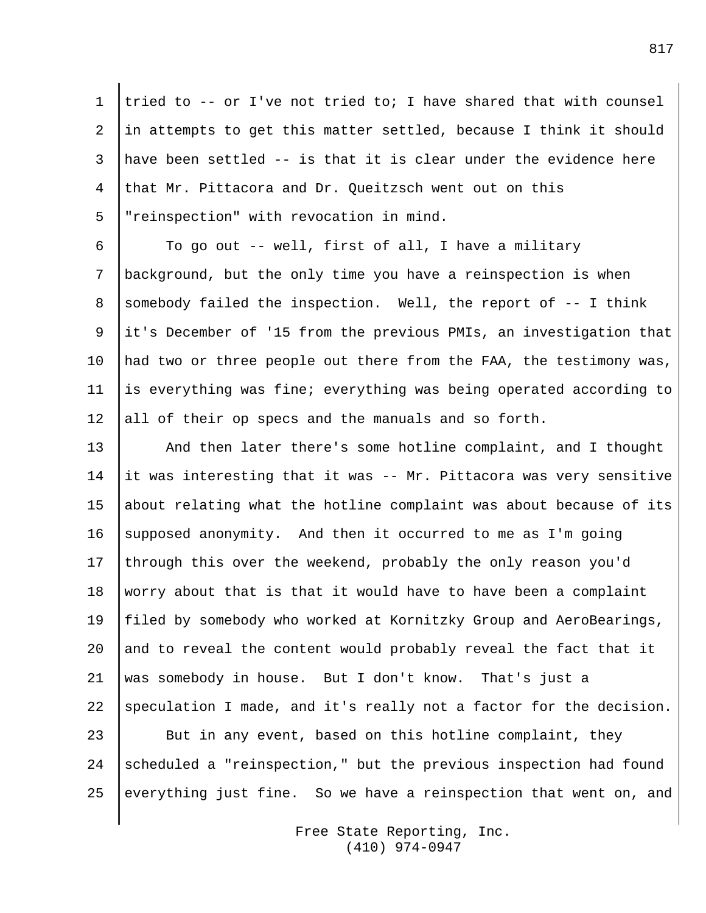tried to -- or I've not tried to; I have shared that with counsel in attempts to get this matter settled, because I think it should have been settled -- is that it is clear under the evidence here that Mr. Pittacora and Dr. Queitzsch went out on this "reinspection" with revocation in mind.

To go out -- well, first of all, I have a military background, but the only time you have a reinspection is when somebody failed the inspection. Well, the report of -- I think it's December of '15 from the previous PMIs, an investigation that had two or three people out there from the FAA, the testimony was, is everything was fine; everything was being operated according to all of their op specs and the manuals and so forth.

And then later there's some hotline complaint, and I thought it was interesting that it was -- Mr. Pittacora was very sensitive about relating what the hotline complaint was about because of its supposed anonymity. And then it occurred to me as I'm going through this over the weekend, probably the only reason you'd worry about that is that it would have to have been a complaint filed by somebody who worked at Kornitzky Group and AeroBearings, and to reveal the content would probably reveal the fact that it was somebody in house. But I don't know. That's just a speculation I made, and it's really not a factor for the decision.

But in any event, based on this hotline complaint, they scheduled a "reinspection," but the previous inspection had found everything just fine. So we have a reinspection that went on, and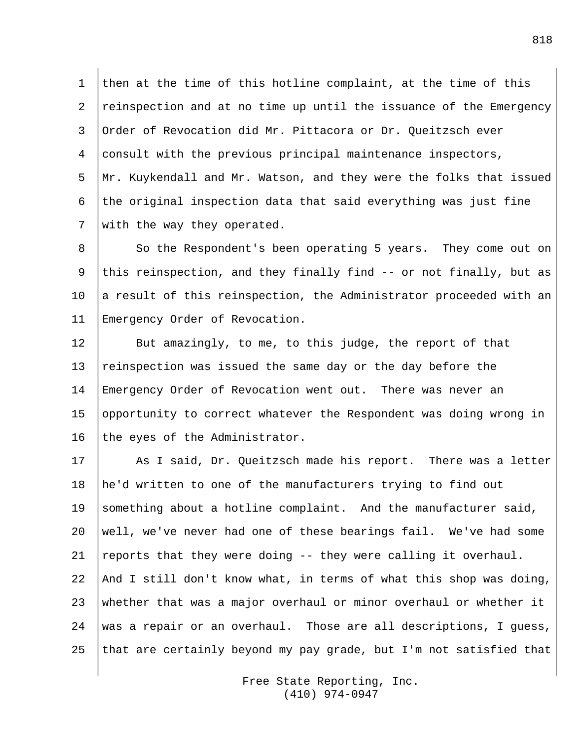then at the time of this hotline complaint, at the time of this reinspection and at no time up until the issuance of the Emergency Order of Revocation did Mr. Pittacora or Dr. Queitzsch ever consult with the previous principal maintenance inspectors, Mr. Kuykendall and Mr. Watson, and they were the folks that issued the original inspection data that said everything was just fine with the way they operated.

So the Respondent's been operating 5 years. They come out on this reinspection, and they finally find -- or not finally, but as a result of this reinspection, the Administrator proceeded with an Emergency Order of Revocation.

But amazingly, to me, to this judge, the report of that reinspection was issued the same day or the day before the Emergency Order of Revocation went out. There was never an opportunity to correct whatever the Respondent was doing wrong in the eyes of the Administrator.

As I said, Dr. Queitzsch made his report. There was a letter he'd written to one of the manufacturers trying to find out something about a hotline complaint. And the manufacturer said, well, we've never had one of these bearings fail. We've had some reports that they were doing -- they were calling it overhaul. And I still don't know what, in terms of what this shop was doing, whether that was a major overhaul or minor overhaul or whether it was a repair or an overhaul. Those are all descriptions, I guess, that are certainly beyond my pay grade, but I'm not satisfied that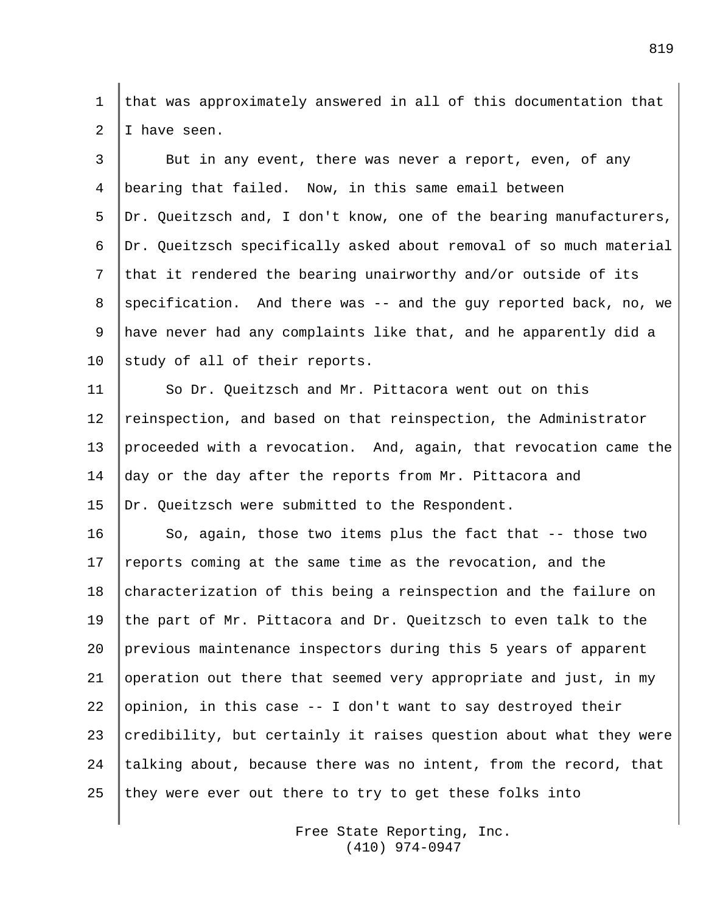that was approximately answered in all of this documentation that I have seen.

But in any event, there was never a report, even, of any bearing that failed. Now, in this same email between Dr. Queitzsch and, I don't know, one of the bearing manufacturers, Dr. Queitzsch specifically asked about removal of so much material that it rendered the bearing unairworthy and/or outside of its specification. And there was -- and the guy reported back, no, we have never had any complaints like that, and he apparently did a study of all of their reports.

So Dr. Queitzsch and Mr. Pittacora went out on this reinspection, and based on that reinspection, the Administrator proceeded with a revocation. And, again, that revocation came the day or the day after the reports from Mr. Pittacora and Dr. Queitzsch were submitted to the Respondent.

So, again, those two items plus the fact that -- those two reports coming at the same time as the revocation, and the characterization of this being a reinspection and the failure on the part of Mr. Pittacora and Dr. Queitzsch to even talk to the previous maintenance inspectors during this 5 years of apparent operation out there that seemed very appropriate and just, in my opinion, in this case -- I don't want to say destroyed their credibility, but certainly it raises question about what they were talking about, because there was no intent, from the record, that they were ever out there to try to get these folks into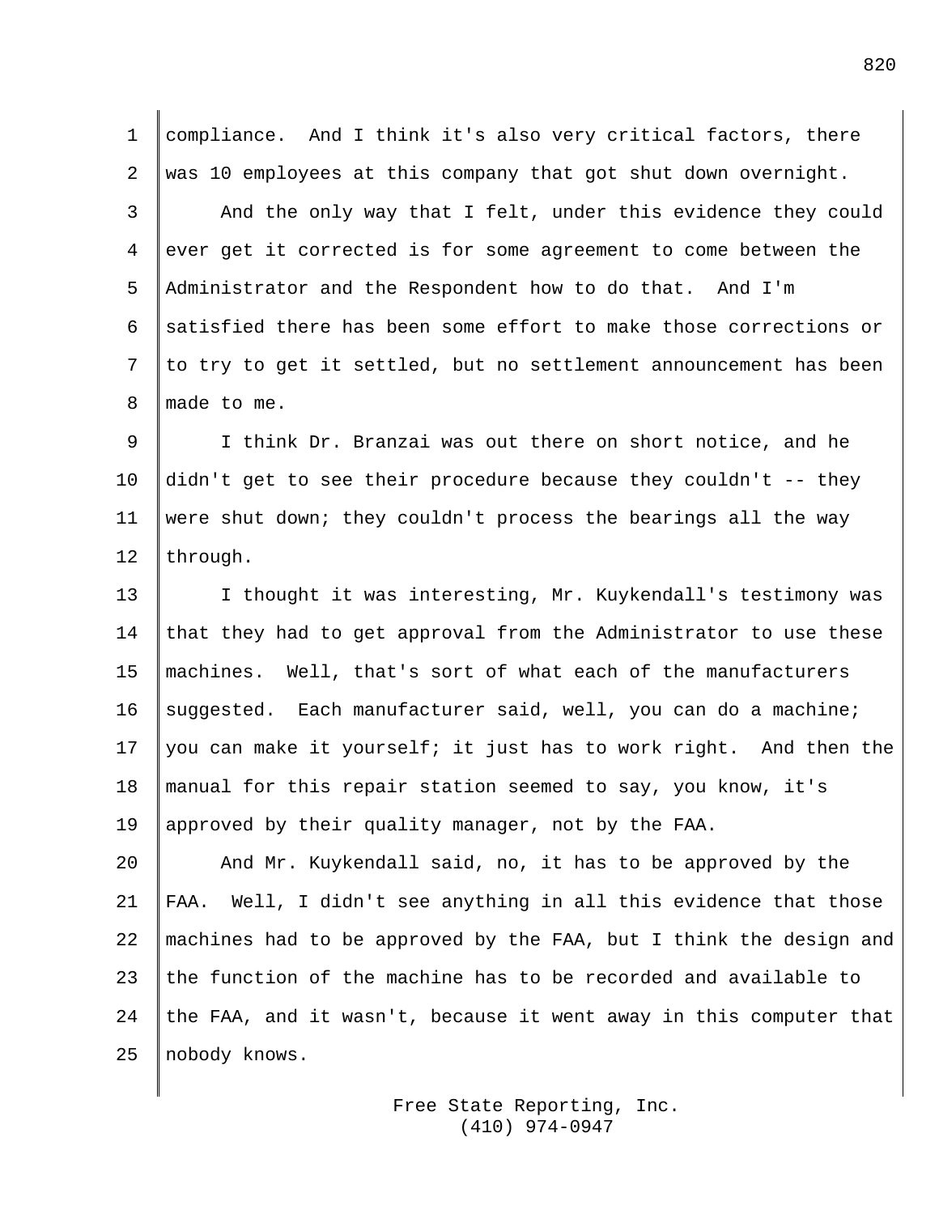compliance. And I think it's also very critical factors, there was 10 employees at this company that got shut down overnight.

And the only way that I felt, under this evidence they could ever get it corrected is for some agreement to come between the Administrator and the Respondent how to do that. And I'm satisfied there has been some effort to make those corrections or to try to get it settled, but no settlement announcement has been made to me.

I think Dr. Branzai was out there on short notice, and he didn't get to see their procedure because they couldn't -- they were shut down; they couldn't process the bearings all the way through.

I thought it was interesting, Mr. Kuykendall's testimony was that they had to get approval from the Administrator to use these machines. Well, that's sort of what each of the manufacturers suggested. Each manufacturer said, well, you can do a machine; you can make it yourself; it just has to work right. And then the manual for this repair station seemed to say, you know, it's approved by their quality manager, not by the FAA.

And Mr. Kuykendall said, no, it has to be approved by the FAA. Well, I didn't see anything in all this evidence that those machines had to be approved by the FAA, but I think the design and the function of the machine has to be recorded and available to the FAA, and it wasn't, because it went away in this computer that nobody knows.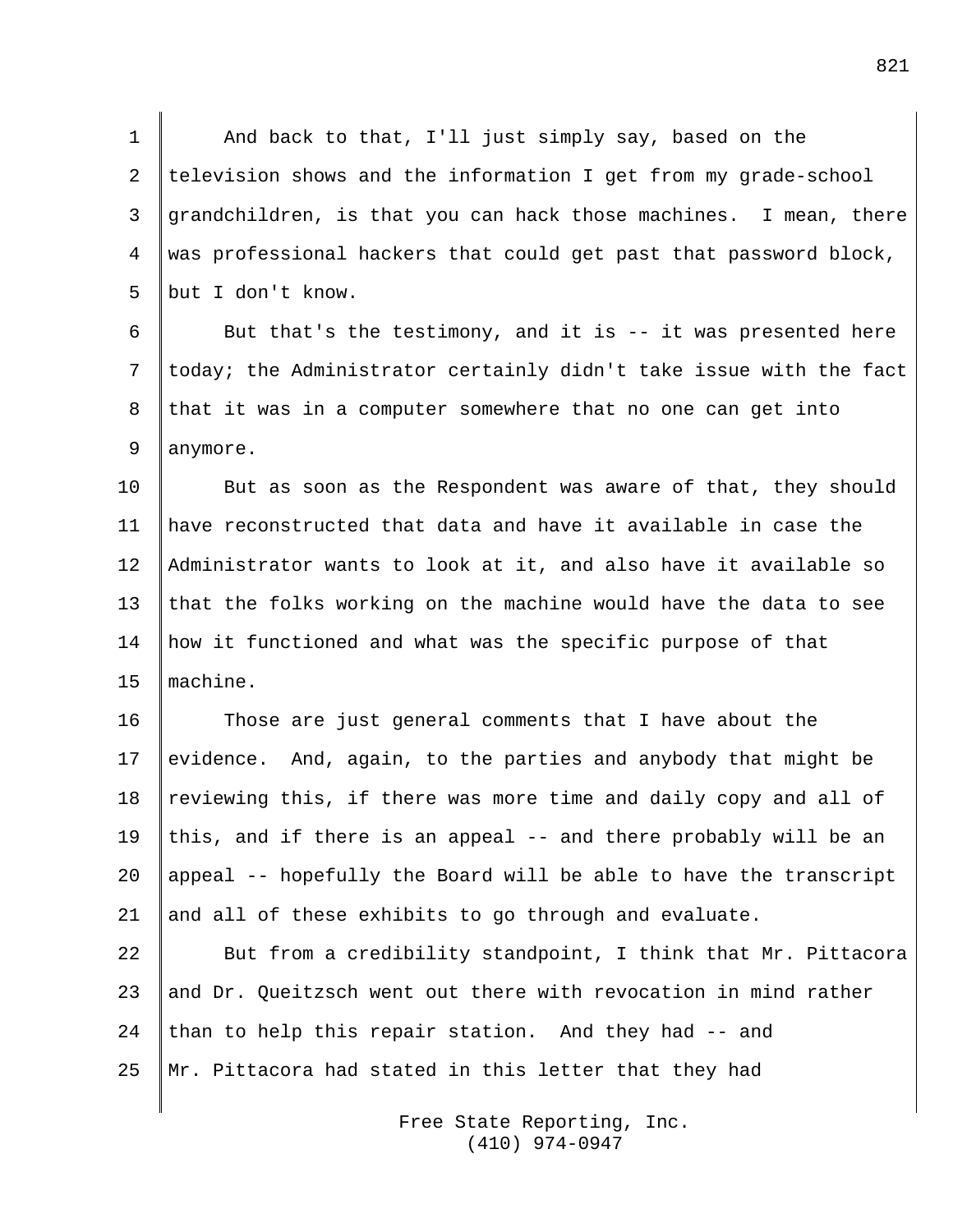And back to that, I'll just simply say, based on the television shows and the information I get from my grade-school grandchildren, is that you can hack those machines. I mean, there was professional hackers that could get past that password block, but I don't know.

But that's the testimony, and it is -- it was presented here today; the Administrator certainly didn't take issue with the fact that it was in a computer somewhere that no one can get into anymore.

But as soon as the Respondent was aware of that, they should have reconstructed that data and have it available in case the Administrator wants to look at it, and also have it available so that the folks working on the machine would have the data to see how it functioned and what was the specific purpose of that machine.

Those are just general comments that I have about the evidence. And, again, to the parties and anybody that might be reviewing this, if there was more time and daily copy and all of this, and if there is an appeal -- and there probably will be an appeal -- hopefully the Board will be able to have the transcript and all of these exhibits to go through and evaluate.

But from a credibility standpoint, I think that Mr. Pittacora and Dr. Queitzsch went out there with revocation in mind rather than to help this repair station. And they had -- and Mr. Pittacora had stated in this letter that they had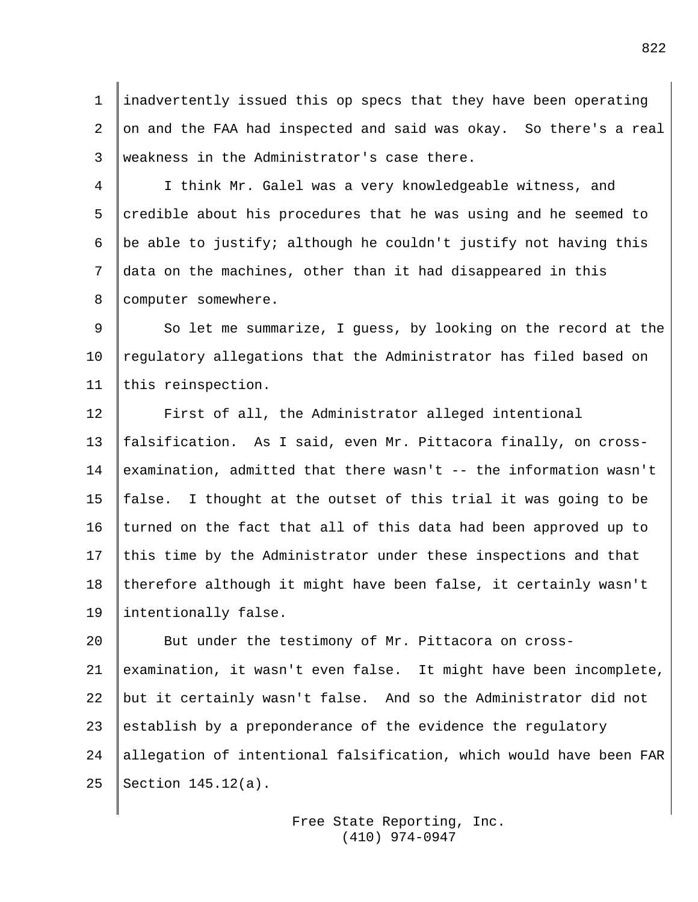inadvertently issued this op specs that they have been operating on and the FAA had inspected and said was okay. So there's a real weakness in the Administrator's case there.

I think Mr. Galel was a very knowledgeable witness, and credible about his procedures that he was using and he seemed to be able to justify; although he couldn't justify not having this data on the machines, other than it had disappeared in this computer somewhere.

So let me summarize, I guess, by looking on the record at the regulatory allegations that the Administrator has filed based on this reinspection.

First of all, the Administrator alleged intentional falsification. As I said, even Mr. Pittacora finally, on cross-examination, admitted that there wasn't -- the information wasn't false. I thought at the outset of this trial it was going to be turned on the fact that all of this data had been approved up to this time by the Administrator under these inspections and that therefore although it might have been false, it certainly wasn't intentionally false.

But under the testimony of Mr. Pittacora on cross-examination, it wasn't even false. It might have been incomplete, but it certainly wasn't false. And so the Administrator did not establish by a preponderance of the evidence the regulatory allegation of intentional falsification, which would have been FAR Section 145.12(a).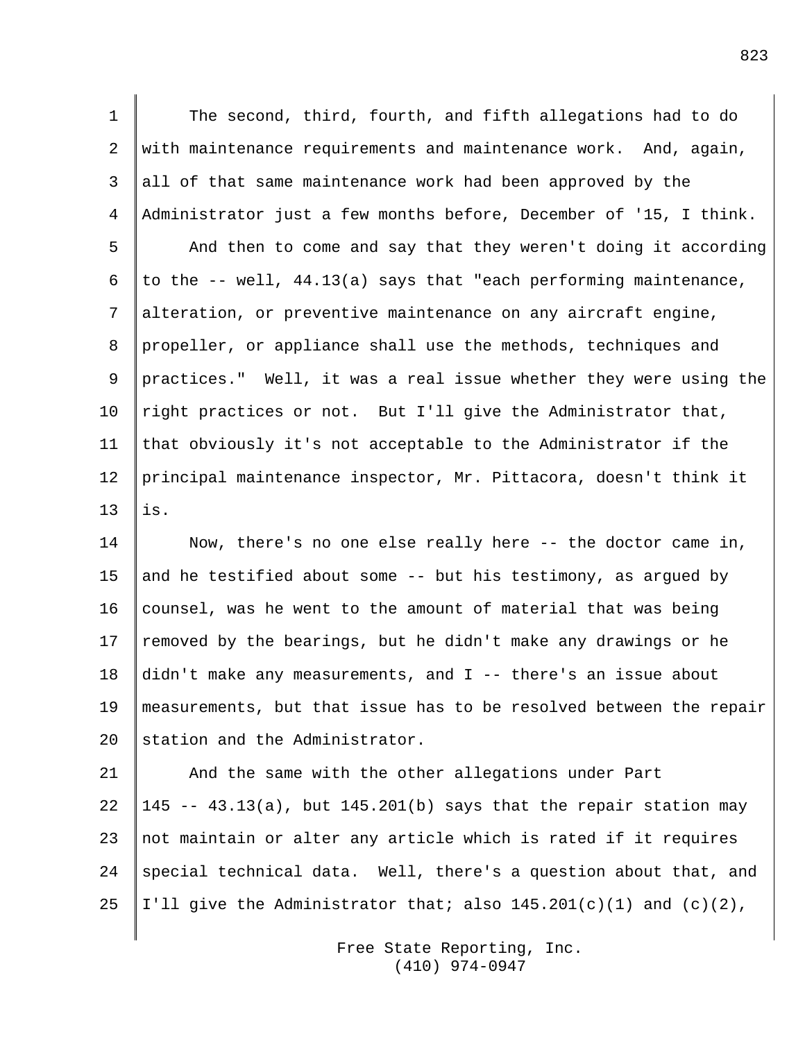The second, third, fourth, and fifth allegations had to do with maintenance requirements and maintenance work. And, again, all of that same maintenance work had been approved by the Administrator just a few months before, December of '15, I think.

And then to come and say that they weren't doing it according to the -- well, 44.13(a) says that "each performing maintenance, alteration, or preventive maintenance on any aircraft engine, propeller, or appliance shall use the methods, techniques and practices." Well, it was a real issue whether they were using the right practices or not. But I'll give the Administrator that, that obviously it's not acceptable to the Administrator if the principal maintenance inspector, Mr. Pittacora, doesn't think it is.

Now, there's no one else really here -- the doctor came in, and he testified about some -- but his testimony, as argued by counsel, was he went to the amount of material that was being removed by the bearings, but he didn't make any drawings or he didn't make any measurements, and I -- there's an issue about measurements, but that issue has to be resolved between the repair station and the Administrator.

And the same with the other allegations under Part 145 -- 43.13(a), but 145.201(b) says that the repair station may not maintain or alter any article which is rated if it requires special technical data. Well, there's a question about that, and I'll give the Administrator that; also 145.201(c)(1) and (c)(2),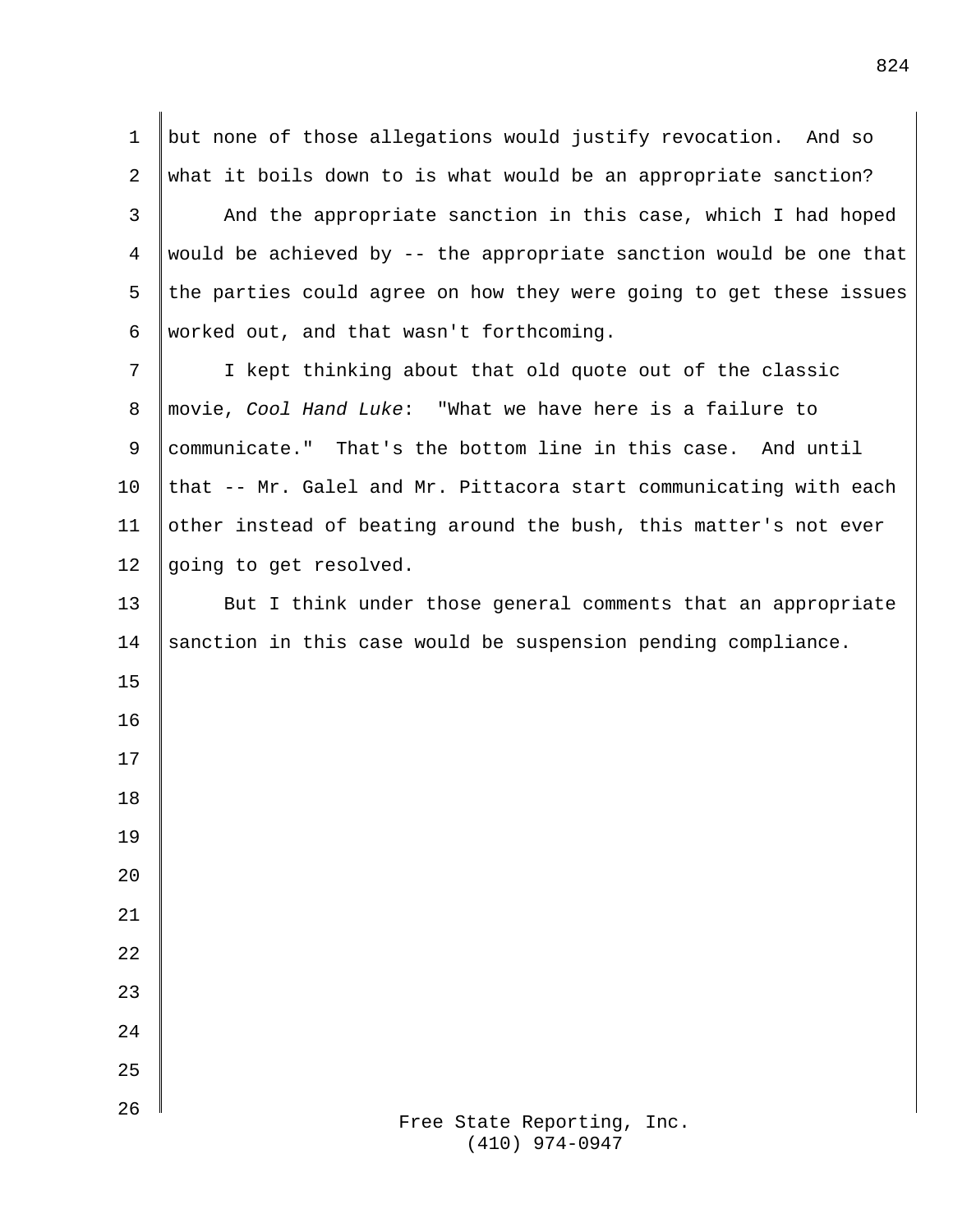but none of those allegations would justify revocation. And so what it boils down to is what would be an appropriate sanction?

And the appropriate sanction in this case, which I had hoped would be achieved by -- the appropriate sanction would be one that the parties could agree on how they were going to get these issues worked out, and that wasn't forthcoming.

I kept thinking about that old quote out of the classic movie, *Cool Hand Luke*: "What we have here is a failure to communicate." That's the bottom line in this case. And until that -- Mr. Galel and Mr. Pittacora start communicating with each other instead of beating around the bush, this matter's not ever going to get resolved.

But I think under those general comments that an appropriate sanction in this case would be suspension pending compliance.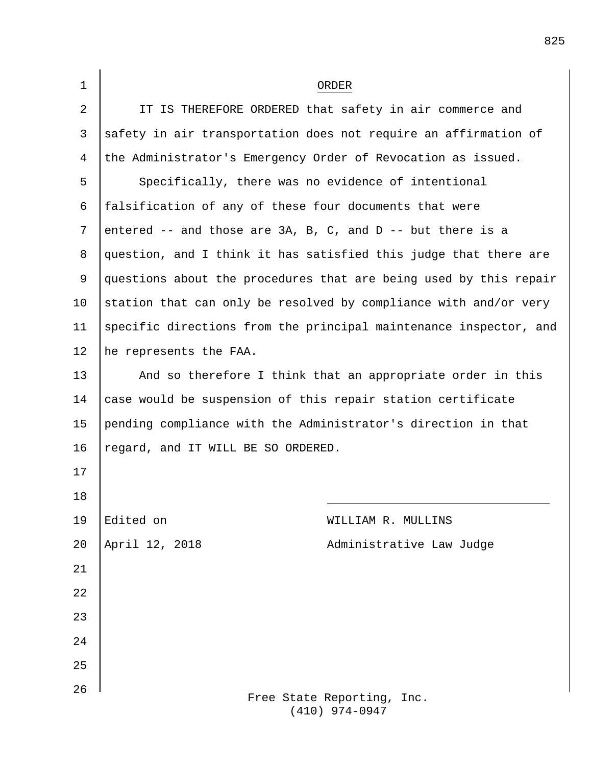## ORDER

IT IS THEREFORE ORDERED that safety in air commerce and safety in air transportation does not require an affirmation of the Administrator's Emergency Order of Revocation as issued.

Specifically, there was no evidence of intentional falsification of any of these four documents that were entered -- and those are 3A, B, C, and D -- but there is a question, and I think it has satisfied this judge that there are questions about the procedures that are being used by this repair station that can only be resolved by compliance with and/or very specific directions from the principal maintenance inspector, and he represents the FAA.

And so therefore I think that an appropriate order in this case would be suspension of this repair station certificate pending compliance with the Administrator's direction in that regard, and IT WILL BE SO ORDERED.

Edited on
April 12, 2018

WILLIAM R. MULLINS
Administrative Law Judge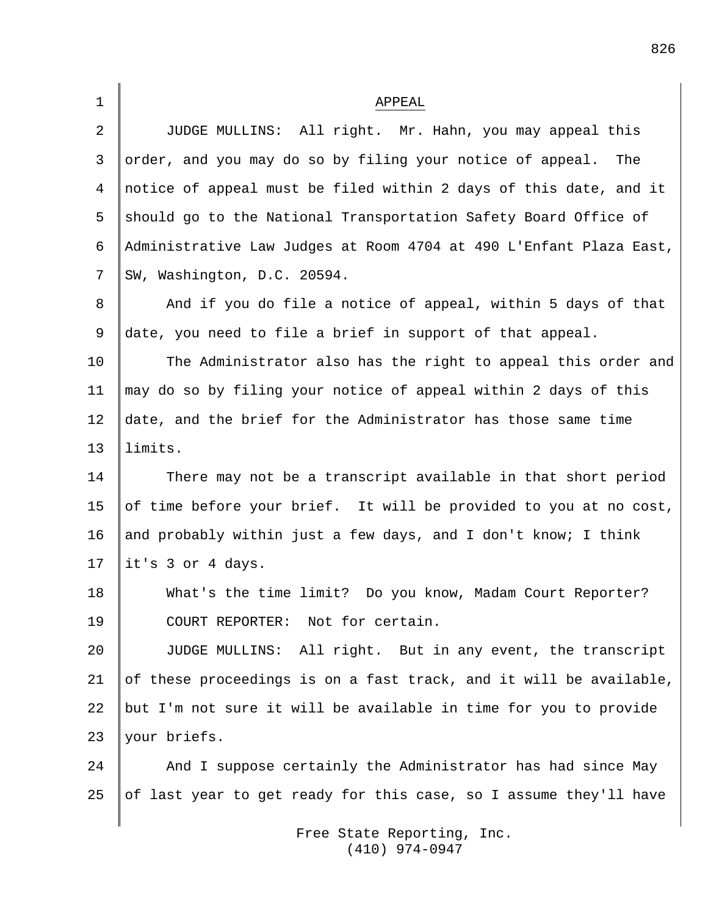# APPEAL

JUDGE MULLINS: All right. Mr. Hahn, you may appeal this order, and you may do so by filing your notice of appeal. The notice of appeal must be filed within 2 days of this date, and it should go to the National Transportation Safety Board Office of Administrative Law Judges at Room 4704 at 490 L'Enfant Plaza East, SW, Washington, D.C. 20594.

And if you do file a notice of appeal, within 5 days of that date, you need to file a brief in support of that appeal.

The Administrator also has the right to appeal this order and may do so by filing your notice of appeal within 2 days of this date, and the brief for the Administrator has those same time limits.

There may not be a transcript available in that short period of time before your brief. It will be provided to you at no cost, and probably within just a few days, and I don't know; I think it's 3 or 4 days.

What's the time limit? Do you know, Madam Court Reporter?

COURT REPORTER: Not for certain.

JUDGE MULLINS: All right. But in any event, the transcript of these proceedings is on a fast track, and it will be available, but I'm not sure it will be available in time for you to provide your briefs.

And I suppose certainly the Administrator has had since May of last year to get ready for this case, so I assume they'll have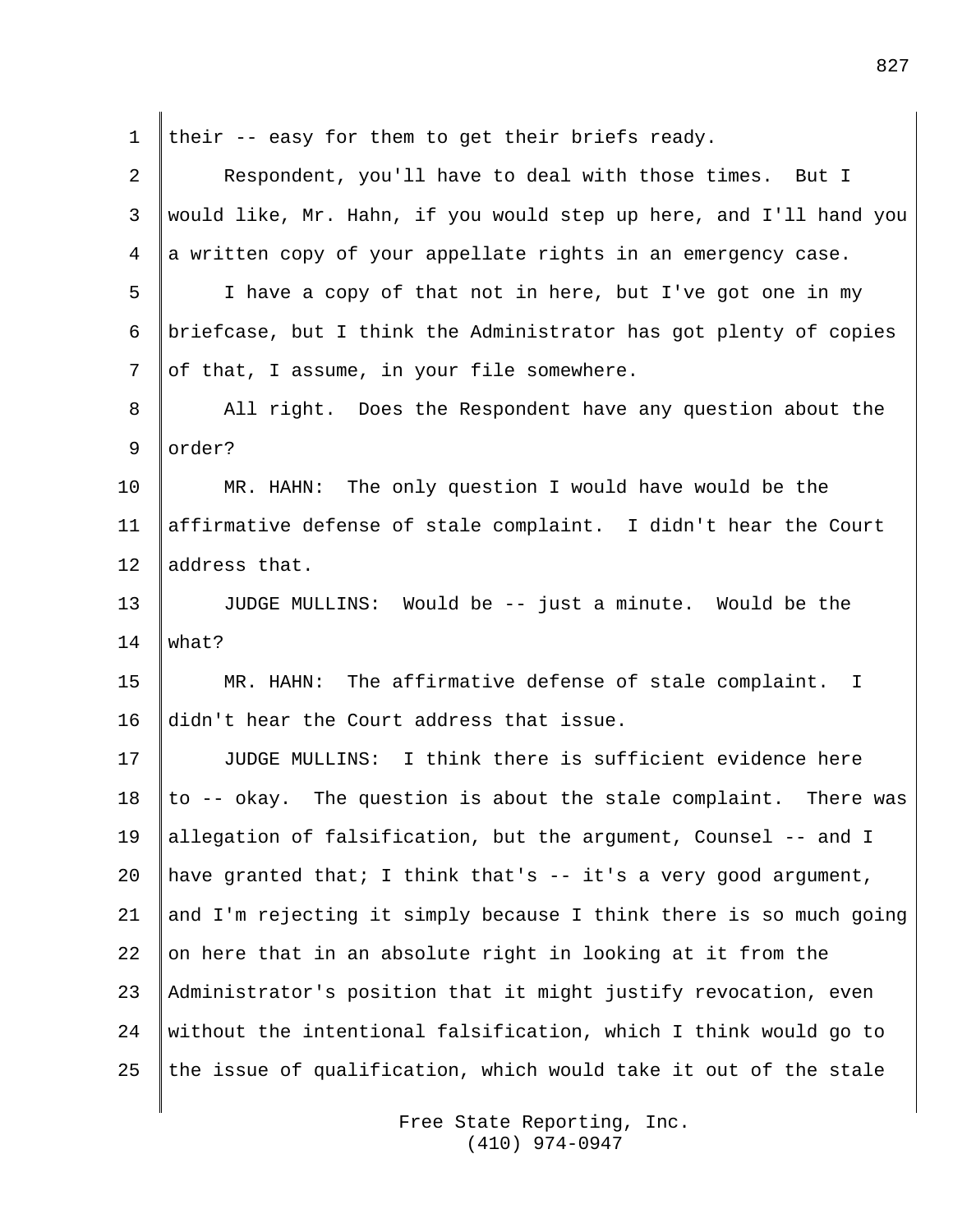their -- easy for them to get their briefs ready.

Respondent, you'll have to deal with those times. But I would like, Mr. Hahn, if you would step up here, and I'll hand you a written copy of your appellate rights in an emergency case.

I have a copy of that not in here, but I've got one in my briefcase, but I think the Administrator has got plenty of copies of that, I assume, in your file somewhere.

All right. Does the Respondent have any question about the order?

MR. HAHN: The only question I would have would be the affirmative defense of stale complaint. I didn't hear the Court address that.

JUDGE MULLINS: Would be -- just a minute. Would be the what?

MR. HAHN: The affirmative defense of stale complaint. I didn't hear the Court address that issue.

JUDGE MULLINS: I think there is sufficient evidence here to -- okay. The question is about the stale complaint. There was allegation of falsification, but the argument, Counsel -- and I have granted that; I think that's -- it's a very good argument, and I'm rejecting it simply because I think there is so much going on here that in an absolute right in looking at it from the Administrator's position that it might justify revocation, even without the intentional falsification, which I think would go to the issue of qualification, which would take it out of the stale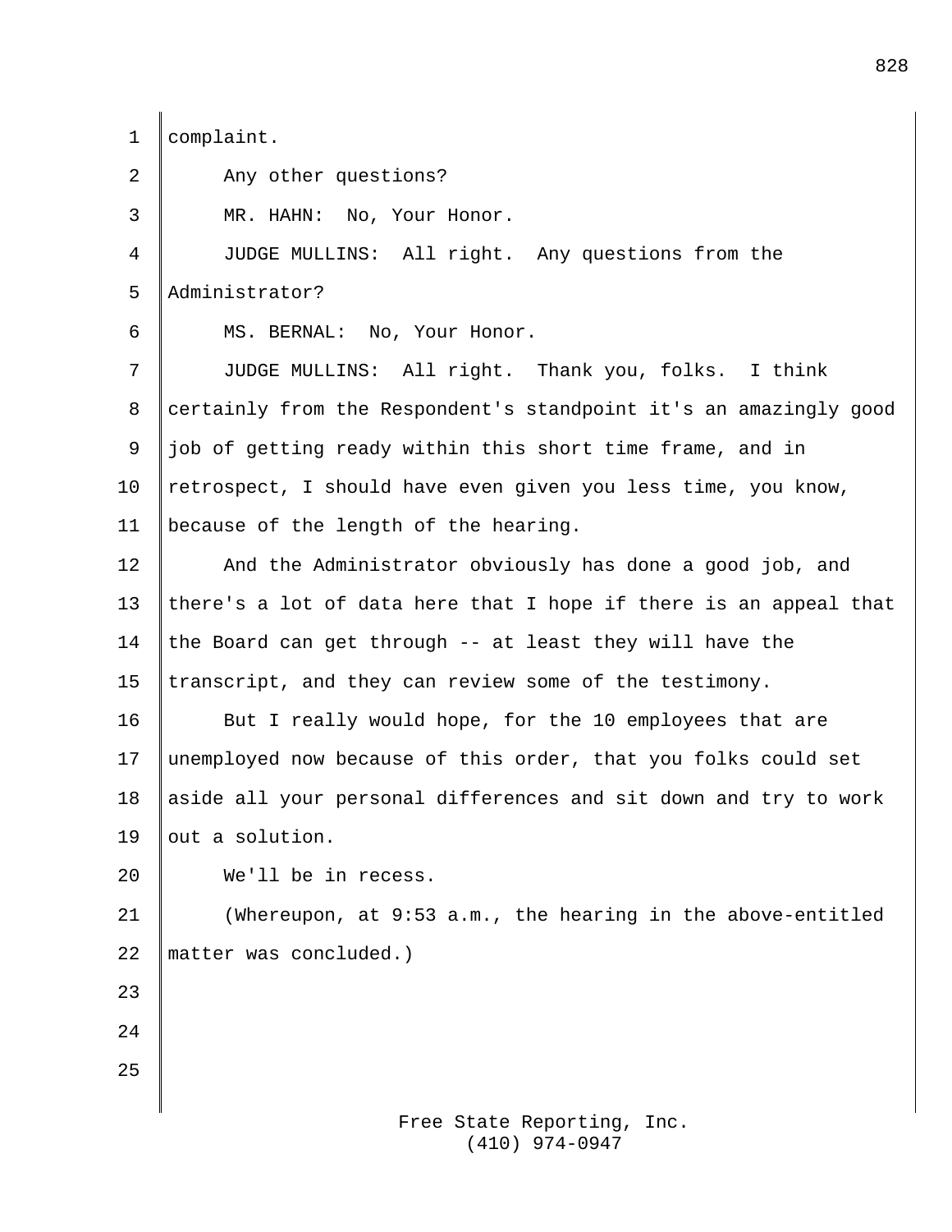complaint.

Any other questions?

MR. HAHN: No, Your Honor.

JUDGE MULLINS: All right. Any questions from the Administrator?

MS. BERNAL: No, Your Honor.

JUDGE MULLINS: All right. Thank you, folks. I think certainly from the Respondent's standpoint it's an amazingly good job of getting ready within this short time frame, and in retrospect, I should have even given you less time, you know, because of the length of the hearing.

And the Administrator obviously has done a good job, and there's a lot of data here that I hope if there is an appeal that the Board can get through -- at least they will have the transcript, and they can review some of the testimony.

But I really would hope, for the 10 employees that are unemployed now because of this order, that you folks could set aside all your personal differences and sit down and try to work out a solution.

We'll be in recess.

(Whereupon, at 9:53 a.m., the hearing in the above-entitled matter was concluded.)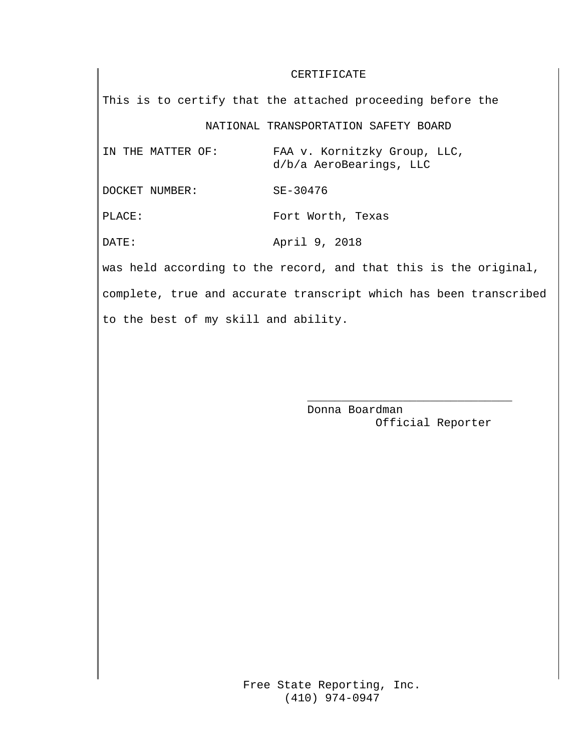# CERTIFICATE

This is to certify that the attached proceeding before the

NATIONAL TRANSPORTATION SAFETY BOARD

| | |
|---|---|
| IN THE MATTER OF: | FAA v. Kornitzky Group, LLC, d/b/a AeroBearings, LLC |
| DOCKET NUMBER: | SE-30476 |
| PLACE: | Fort Worth, Texas |
| DATE: | April 9, 2018 |

was held according to the record, and that this is the original, complete, true and accurate transcript which has been transcribed to the best of my skill and ability.

\_\_\_\_\_\_\_\_\_\_\_\_\_\_\_\_\_\_\_\_\_\_\_\_\_\_\_\_\_\_

Donna Boardman
Official Reporter

Free State Reporting, Inc.
(410) 974-0947